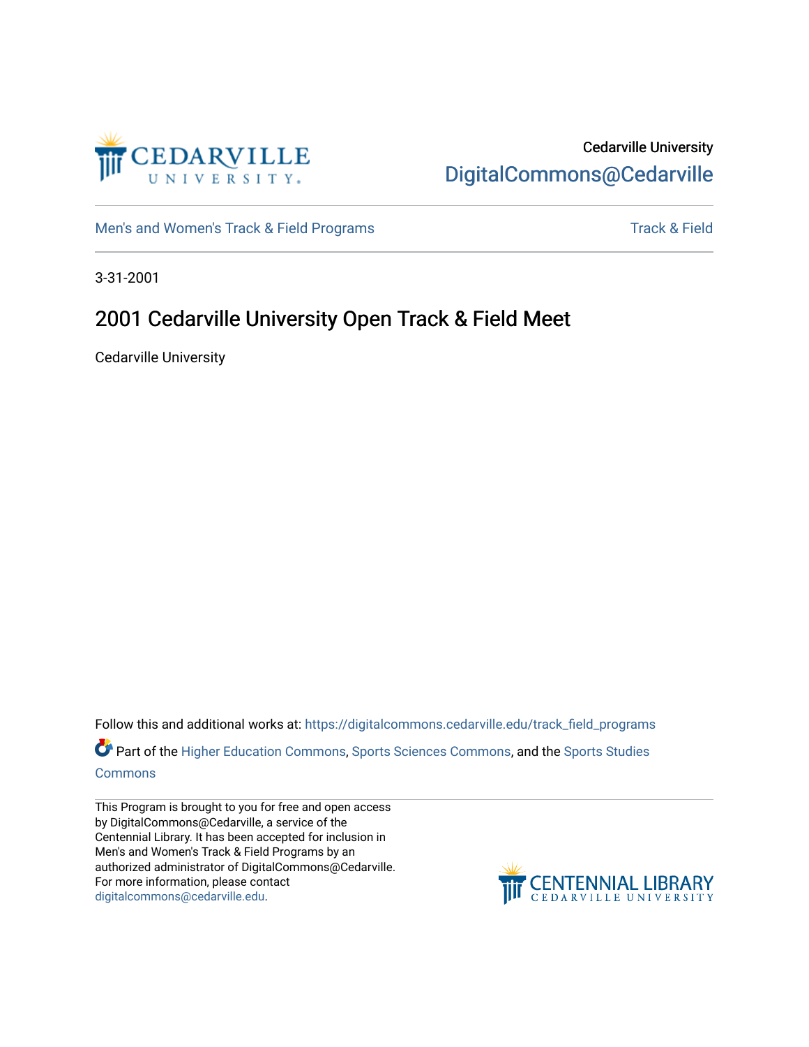Cedarville University
DigitalCommons@Cedarville

Men's and Women's Track & Field Programs

Track & Field

3-31-2001

# 2001 Cedarville University Open Track & Field Meet

Cedarville University

Follow this and additional works at: https://digitalcommons.cedarville.edu/track_field_programs

Part of the Higher Education Commons, Sports Sciences Commons, and the Sports Studies Commons

This Program is brought to you for free and open access by DigitalCommons@Cedarville, a service of the Centennial Library. It has been accepted for inclusion in Men's and Women's Track & Field Programs by an authorized administrator of DigitalCommons@Cedarville. For more information, please contact digitalcommons@cedarville.edu.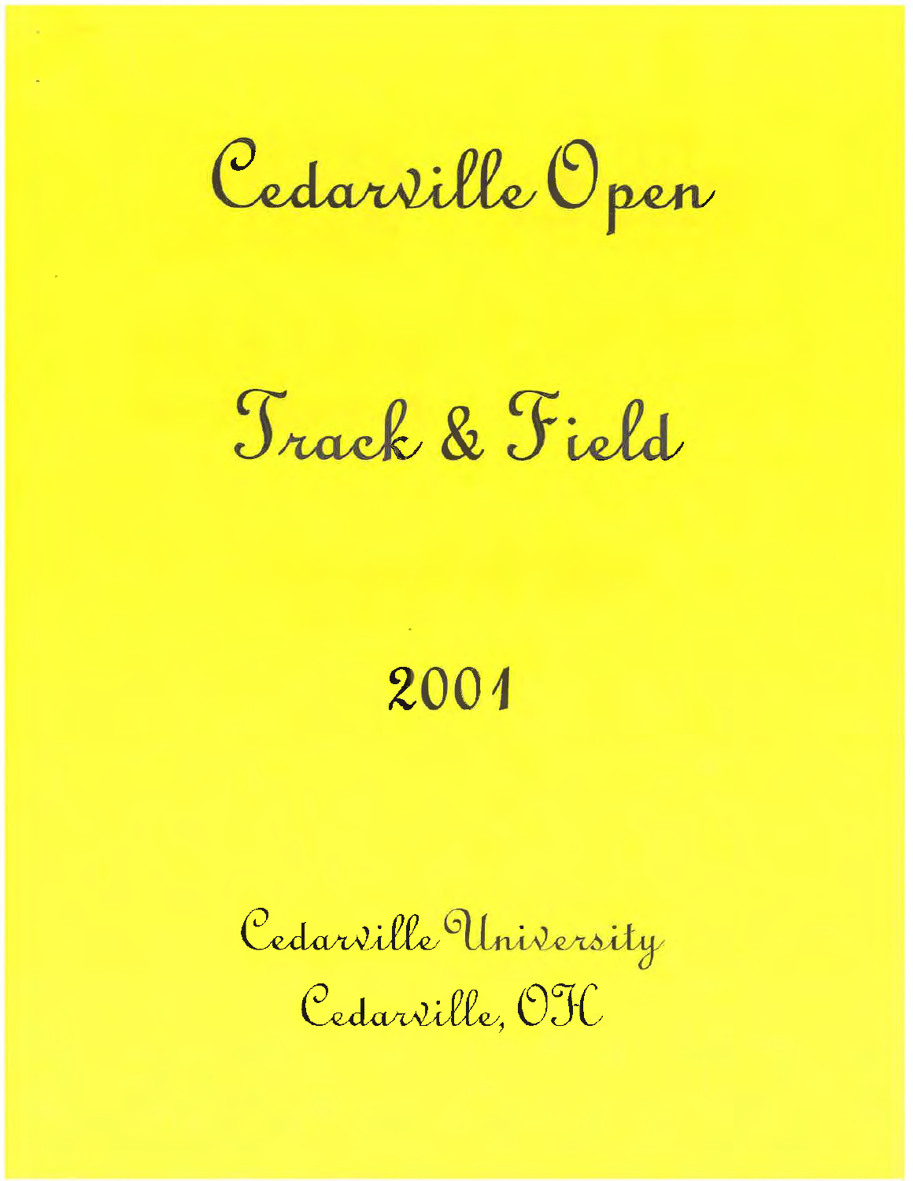# Cedarville Open

# Track & Field

## 2001

Cedarville University

Cedarville, OH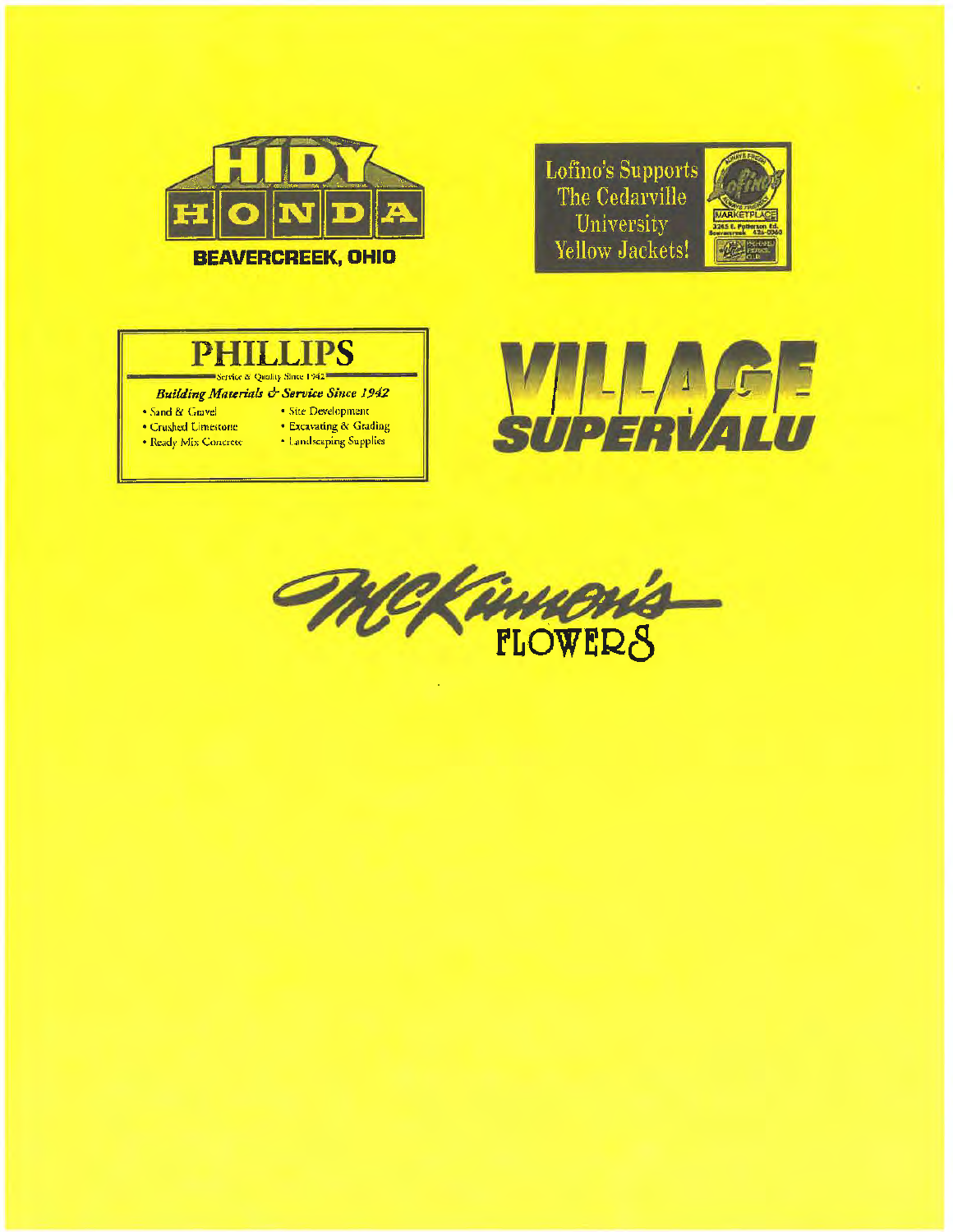HIDY

HONDA

BEAVERCREEK, OHIO

Lofino's Supports The Cedarville University Yellow Jackets!

Lofino's

MARKETPLACE

3245 E. Patterson Rd. Beavercreek 426-0060

PHILLIPS

Service & Quality Since 1942

*Building Materials & Service Since 1942*

- Sand & Gravel
- Crushed Limestone
- Ready Mix Concrete
- Site Development
- Excavating & Grading
- Landscaping Supplies

VILLAGE SUPERVALU

McKinnon's FLOWERS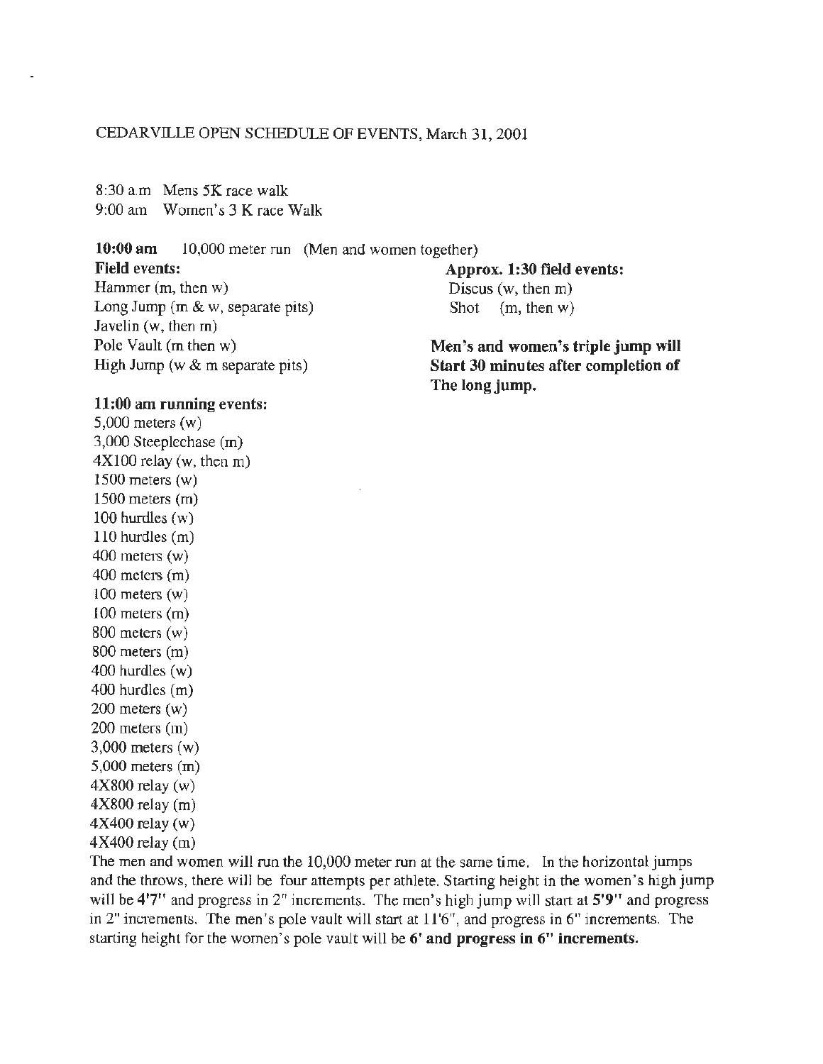CEDARVILLE OPEN SCHEDULE OF EVENTS, March 31, 2001

8:30 a.m Mens 5K race walk
9:00 am Women's 3 K race Walk

**10:00 am** 10,000 meter run (Men and women together)

**Field events:**
Hammer (m, then w)
Long Jump (m & w, separate pits)
Javelin (w, then m)
Pole Vault (m then w)
High Jump (w & m separate pits)

**Approx. 1:30 field events:**
Discus (w, then m)
Shot (m, then w)

**Men's and women's triple jump will Start 30 minutes after completion of The long jump.**

**11:00 am running events:**
5,000 meters (w)
3,000 Steeplechase (m)
4X100 relay (w, then m)
1500 meters (w)
1500 meters (m)
100 hurdles (w)
110 hurdles (m)
400 meters (w)
400 meters (m)
100 meters (w)
100 meters (m)
800 meters (w)
800 meters (m)
400 hurdles (w)
400 hurdles (m)
200 meters (w)
200 meters (m)
3,000 meters (w)
5,000 meters (m)
4X800 relay (w)
4X800 relay (m)
4X400 relay (w)
4X400 relay (m)

The men and women will run the 10,000 meter run at the same time. In the horizontal jumps and the throws, there will be four attempts per athlete. Starting height in the women's high jump will be **4'7"** and progress in 2" increments. The men's high jump will start at **5'9"** and progress in 2" increments. The men's pole vault will start at 11'6", and progress in 6" increments. The starting height for the women's pole vault will be **6' and progress in 6" increments.**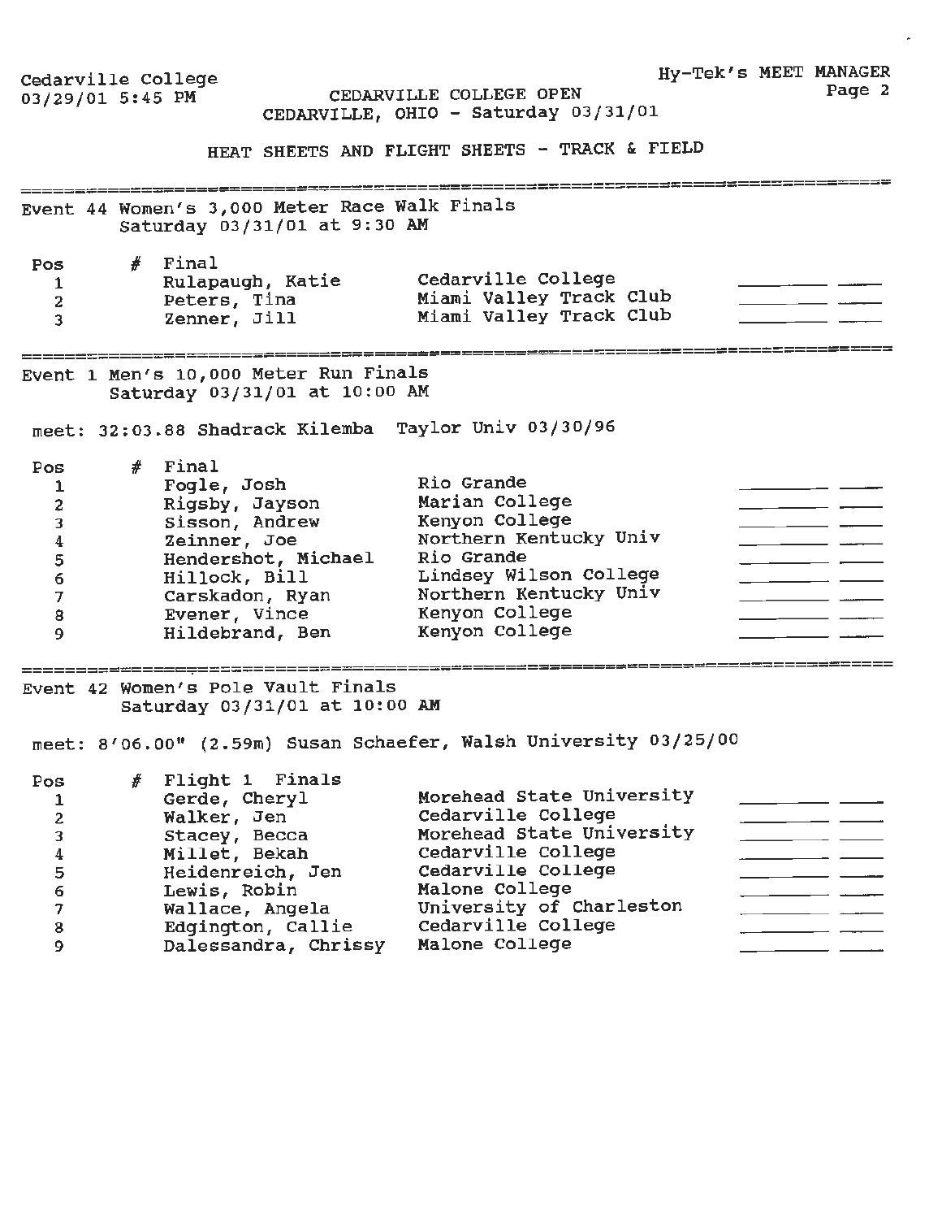Cedarville College
03/29/01 5:45 PM

CEDARVILLE COLLEGE OPEN
CEDARVILLE, OHIO - Saturday 03/31/01

Hy-Tek's MEET MANAGER

## HEAT SHEETS AND FLIGHT SHEETS - TRACK & FIELD

### Event 44 Women's 3,000 Meter Race Walk Finals
Saturday 03/31/01 at 9:30 AM

| Pos | # | Final | Team | | |
|---|---|---|---|---|---|
| 1 | | Rulapaugh, Katie | Cedarville College | ________ | ____ |
| 2 | | Peters, Tina | Miami Valley Track Club | ________ | ____ |
| 3 | | Zenner, Jill | Miami Valley Track Club | ________ | ____ |

### Event 1 Men's 10,000 Meter Run Finals
Saturday 03/31/01 at 10:00 AM

meet: 32:03.88 Shadrack Kilemba Taylor Univ 03/30/96

| Pos | # | Final | Team | | |
|---|---|---|---|---|---|
| 1 | | Fogle, Josh | Rio Grande | ________ | ____ |
| 2 | | Rigsby, Jayson | Marian College | ________ | ____ |
| 3 | | Sisson, Andrew | Kenyon College | ________ | ____ |
| 4 | | Zeinner, Joe | Northern Kentucky Univ | ________ | ____ |
| 5 | | Hendershot, Michael | Rio Grande | ________ | ____ |
| 6 | | Hillock, Bill | Lindsey Wilson College | ________ | ____ |
| 7 | | Carskadon, Ryan | Northern Kentucky Univ | ________ | ____ |
| 8 | | Evener, Vince | Kenyon College | ________ | ____ |
| 9 | | Hildebrand, Ben | Kenyon College | ________ | ____ |

### Event 42 Women's Pole Vault Finals
Saturday 03/31/01 at 10:00 AM

meet: 8'06.00" (2.59m) Susan Schaefer, Walsh University 03/25/00

| Pos | # | Flight 1 Finals | Team | | |
|---|---|---|---|---|---|
| 1 | | Gerde, Cheryl | Morehead State University | ________ | ____ |
| 2 | | Walker, Jen | Cedarville College | ________ | ____ |
| 3 | | Stacey, Becca | Morehead State University | ________ | ____ |
| 4 | | Millet, Bekah | Cedarville College | ________ | ____ |
| 5 | | Heidenreich, Jen | Cedarville College | ________ | ____ |
| 6 | | Lewis, Robin | Malone College | ________ | ____ |
| 7 | | Wallace, Angela | University of Charleston | ________ | ____ |
| 8 | | Edgington, Callie | Cedarville College | ________ | ____ |
| 9 | | Dalessandra, Chrissy | Malone College | ________ | ____ |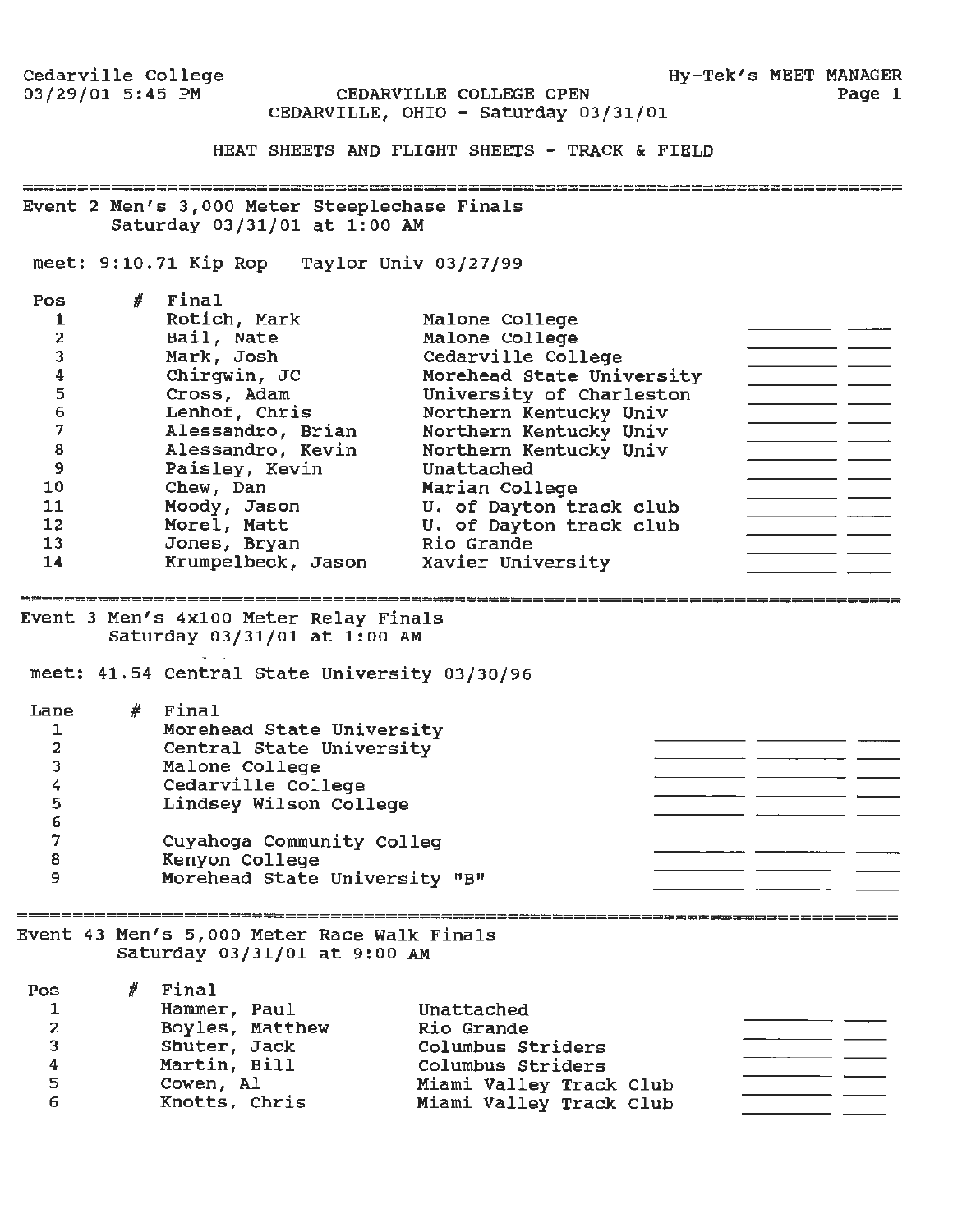Cedarville College
03/29/01 5:45 PM

Hy-Tek's MEET MANAGER

# CEDARVILLE COLLEGE OPEN
CEDARVILLE, OHIO - Saturday 03/31/01

## HEAT SHEETS AND FLIGHT SHEETS - TRACK & FIELD

### Event 2 Men's 3,000 Meter Steeplechase Finals
Saturday 03/31/01 at 1:00 AM

meet: 9:10.71 Kip Rop Taylor Univ 03/27/99

| Pos | # | Final | | | |
|---|---|---|---|---|---|
| 1 | | Rotich, Mark | Malone College | | |
| 2 | | Bail, Nate | Malone College | _______ | ___ |
| 3 | | Mark, Josh | Cedarville College | _______ | ___ |
| 4 | | Chirgwin, JC | Morehead State University | _______ | ___ |
| 5 | | Cross, Adam | University of Charleston | _______ | ___ |
| 6 | | Lenhof, Chris | Northern Kentucky Univ | _______ | ___ |
| 7 | | Alessandro, Brian | Northern Kentucky Univ | _______ | ___ |
| 8 | | Alessandro, Kevin | Northern Kentucky Univ | _______ | ___ |
| 9 | | Paisley, Kevin | Unattached | _______ | ___ |
| 10 | | Chew, Dan | Marian College | _______ | ___ |
| 11 | | Moody, Jason | U. of Dayton track club | _______ | ___ |
| 12 | | Morel, Matt | U. of Dayton track club | _______ | ___ |
| 13 | | Jones, Bryan | Rio Grande | _______ | ___ |
| 14 | | Krumpelbeck, Jason | Xavier University | _______ | ___ |

### Event 3 Men's 4x100 Meter Relay Finals
Saturday 03/31/01 at 1:00 AM

meet: 41.54 Central State University 03/30/96

| Lane | # | Final | | | |
|---|---|---|---|---|---|
| 1 | | Morehead State University | | | |
| 2 | | Central State University | _______ | _______ | ___ |
| 3 | | Malone College | _______ | _______ | ___ |
| 4 | | Cedarville College | _______ | _______ | ___ |
| 5 | | Lindsey Wilson College | _______ | _______ | ___ |
| 6 | | | | | |
| 7 | | Cuyahoga Community Colleg | _______ | _______ | ___ |
| 8 | | Kenyon College | _______ | _______ | ___ |
| 9 | | Morehead State University "B" | _______ | _______ | ___ |

### Event 43 Men's 5,000 Meter Race Walk Finals
Saturday 03/31/01 at 9:00 AM

| Pos | # | Final | | | |
|---|---|---|---|---|---|
| 1 | | Hammer, Paul | Unattached | | |
| 2 | | Boyles, Matthew | Rio Grande | _______ | ___ |
| 3 | | Shuter, Jack | Columbus Striders | _______ | ___ |
| 4 | | Martin, Bill | Columbus Striders | _______ | ___ |
| 5 | | Cowen, Al | Miami Valley Track Club | _______ | ___ |
| 6 | | Knotts, Chris | Miami Valley Track Club | _______ | ___ |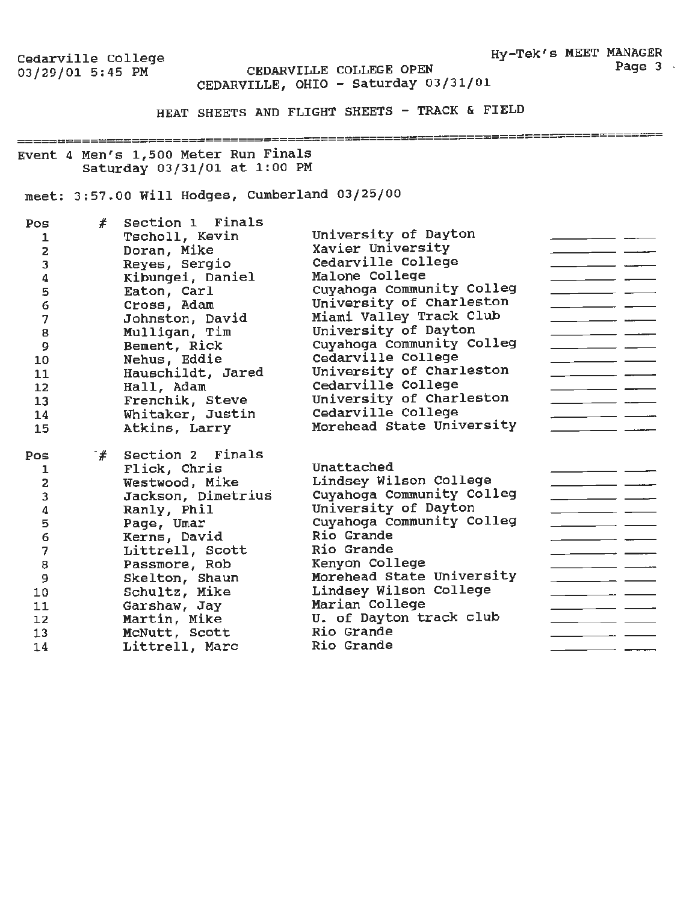Cedarville College
03/29/01 5:45 PM

CEDARVILLE COLLEGE OPEN
CEDARVILLE, OHIO - Saturday 03/31/01

HEAT SHEETS AND FLIGHT SHEETS - TRACK & FIELD

## Event 4 Men's 1,500 Meter Run Finals
Saturday 03/31/01 at 1:00 PM

meet: 3:57.00 Will Hodges, Cumberland 03/25/00

### Section 1 Finals

| Pos | # | Name | School | | |
|---|---|---|---|---|---|
| 1 | | Tscholl, Kevin | University of Dayton | ________ | ____ |
| 2 | | Doran, Mike | Xavier University | ________ | ____ |
| 3 | | Reyes, Sergio | Cedarville College | ________ | ____ |
| 4 | | Kibungei, Daniel | Malone College | ________ | ____ |
| 5 | | Eaton, Carl | Cuyahoga Community Colleg | ________ | ____ |
| 6 | | Cross, Adam | University of Charleston | ________ | ____ |
| 7 | | Johnston, David | Miami Valley Track Club | ________ | ____ |
| 8 | | Mulligan, Tim | University of Dayton | ________ | ____ |
| 9 | | Bement, Rick | Cuyahoga Community Colleg | ________ | ____ |
| 10 | | Nehus, Eddie | Cedarville College | ________ | ____ |
| 11 | | Hauschildt, Jared | University of Charleston | ________ | ____ |
| 12 | | Hall, Adam | Cedarville College | ________ | ____ |
| 13 | | Frenchik, Steve | University of Charleston | ________ | ____ |
| 14 | | Whitaker, Justin | Cedarville College | ________ | ____ |
| 15 | | Atkins, Larry | Morehead State University | ________ | ____ |

### Section 2 Finals

| Pos | # | Name | School | | |
|---|---|---|---|---|---|
| 1 | | Flick, Chris | Unattached | ________ | ____ |
| 2 | | Westwood, Mike | Lindsey Wilson College | ________ | ____ |
| 3 | | Jackson, Dimetrius | Cuyahoga Community Colleg | ________ | ____ |
| 4 | | Ranly, Phil | University of Dayton | ________ | ____ |
| 5 | | Page, Umar | Cuyahoga Community Colleg | ________ | ____ |
| 6 | | Kerns, David | Rio Grande | ________ | ____ |
| 7 | | Littrell, Scott | Rio Grande | ________ | ____ |
| 8 | | Passmore, Rob | Kenyon College | ________ | ____ |
| 9 | | Skelton, Shaun | Morehead State University | ________ | ____ |
| 10 | | Schultz, Mike | Lindsey Wilson College | ________ | ____ |
| 11 | | Garshaw, Jay | Marian College | ________ | ____ |
| 12 | | Martin, Mike | U. of Dayton track club | ________ | ____ |
| 13 | | McNutt, Scott | Rio Grande | ________ | ____ |
| 14 | | Littrell, Marc | Rio Grande | ________ | ____ |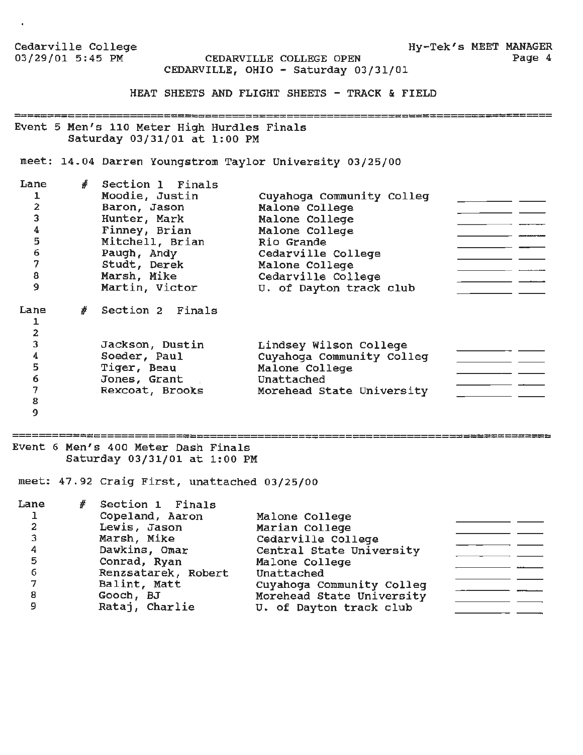Cedarville College
03/29/01 5:45 PM

CEDARVILLE COLLEGE OPEN
CEDARVILLE, OHIO - Saturday 03/31/01

HEAT SHEETS AND FLIGHT SHEETS - TRACK & FIELD

## Event 5 Men's 110 Meter High Hurdles Finals

Saturday 03/31/01 at 1:00 PM

meet: 14.04 Darren Youngstrom Taylor University 03/25/00

| Lane | # | Section 1 Finals | | | |
|---|---|---|---|---|---|
| 1 | | Moodie, Justin | Cuyahoga Community Colleg | _______ | ___ |
| 2 | | Baron, Jason | Malone College | _______ | ___ |
| 3 | | Hunter, Mark | Malone College | _______ | ___ |
| 4 | | Finney, Brian | Malone College | _______ | ___ |
| 5 | | Mitchell, Brian | Rio Grande | _______ | ___ |
| 6 | | Paugh, Andy | Cedarville College | _______ | ___ |
| 7 | | Studt, Derek | Malone College | _______ | ___ |
| 8 | | Marsh, Mike | Cedarville College | _______ | ___ |
| 9 | | Martin, Victor | U. of Dayton track club | _______ | ___ |

| Lane | # | Section 2 Finals | | | |
|---|---|---|---|---|---|
| 1 | | | | | |
| 2 | | | | | |
| 3 | | Jackson, Dustin | Lindsey Wilson College | _______ | ___ |
| 4 | | Soeder, Paul | Cuyahoga Community Colleg | _______ | ___ |
| 5 | | Tiger, Beau | Malone College | _______ | ___ |
| 6 | | Jones, Grant | Unattached | _______ | ___ |
| 7 | | Rexcoat, Brooks | Morehead State University | _______ | ___ |
| 8 | | | | | |
| 9 | | | | | |

## Event 6 Men's 400 Meter Dash Finals

Saturday 03/31/01 at 1:00 PM

meet: 47.92 Craig First, unattached 03/25/00

| Lane | # | Section 1 Finals | | | |
|---|---|---|---|---|---|
| 1 | | Copeland, Aaron | Malone College | _______ | ___ |
| 2 | | Lewis, Jason | Marian College | _______ | ___ |
| 3 | | Marsh, Mike | Cedarville College | _______ | ___ |
| 4 | | Dawkins, Omar | Central State University | _______ | ___ |
| 5 | | Conrad, Ryan | Malone College | _______ | ___ |
| 6 | | Renzsatarek, Robert | Unattached | _______ | ___ |
| 7 | | Balint, Matt | Cuyahoga Community Colleg | _______ | ___ |
| 8 | | Gooch, BJ | Morehead State University | _______ | ___ |
| 9 | | Rataj, Charlie | U. of Dayton track club | _______ | ___ |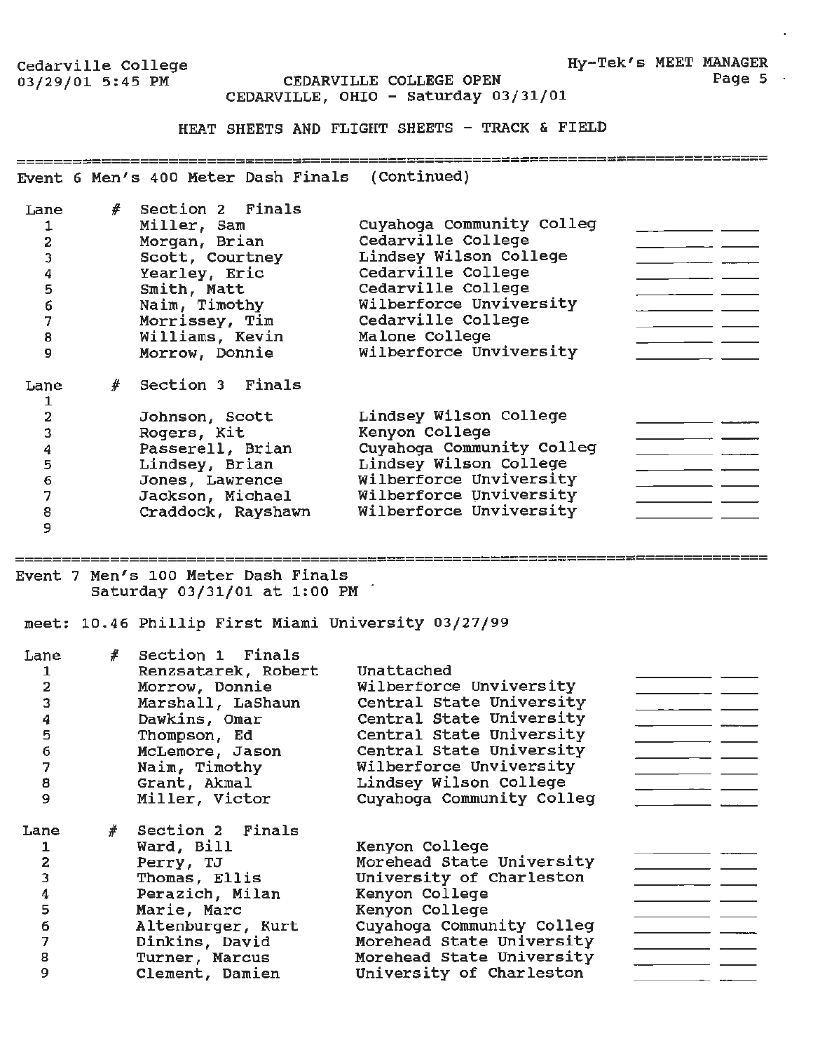Cedarville College
03/29/01 5:45 PM

CEDARVILLE COLLEGE OPEN
CEDARVILLE, OHIO - Saturday 03/31/01

Hy-Tek's MEET MANAGER

## HEAT SHEETS AND FLIGHT SHEETS - TRACK & FIELD

### Event 6 Men's 400 Meter Dash Finals (Continued)

| Lane | # | Section 2 Finals | | | |
|---|---|---|---|---|---|
| 1 | | Miller, Sam | Cuyahoga Community Colleg | ________ | ____ |
| 2 | | Morgan, Brian | Cedarville College | ________ | ____ |
| 3 | | Scott, Courtney | Lindsey Wilson College | ________ | ____ |
| 4 | | Yearley, Eric | Cedarville College | ________ | ____ |
| 5 | | Smith, Matt | Cedarville College | ________ | ____ |
| 6 | | Naim, Timothy | Wilberforce Unviversity | ________ | ____ |
| 7 | | Morrissey, Tim | Cedarville College | ________ | ____ |
| 8 | | Williams, Kevin | Malone College | ________ | ____ |
| 9 | | Morrow, Donnie | Wilberforce Unviversity | ________ | ____ |

| Lane | # | Section 3 Finals | | | |
|---|---|---|---|---|---|
| 1 | | | | | |
| 2 | | Johnson, Scott | Lindsey Wilson College | ________ | ____ |
| 3 | | Rogers, Kit | Kenyon College | ________ | ____ |
| 4 | | Passerell, Brian | Cuyahoga Community Colleg | ________ | ____ |
| 5 | | Lindsey, Brian | Lindsey Wilson College | ________ | ____ |
| 6 | | Jones, Lawrence | Wilberforce Unviversity | ________ | ____ |
| 7 | | Jackson, Michael | Wilberforce Unviversity | ________ | ____ |
| 8 | | Craddock, Rayshawn | Wilberforce Unviversity | ________ | ____ |
| 9 | | | | | |

### Event 7 Men's 100 Meter Dash Finals

Saturday 03/31/01 at 1:00 PM

meet: 10.46 Phillip First Miami University 03/27/99

| Lane | # | Section 1 Finals | | | |
|---|---|---|---|---|---|
| 1 | | Renzsatarek, Robert | Unattached | ________ | ____ |
| 2 | | Morrow, Donnie | Wilberforce Unviversity | ________ | ____ |
| 3 | | Marshall, LaShaun | Central State University | ________ | ____ |
| 4 | | Dawkins, Omar | Central State University | ________ | ____ |
| 5 | | Thompson, Ed | Central State University | ________ | ____ |
| 6 | | McLemore, Jason | Central State University | ________ | ____ |
| 7 | | Naim, Timothy | Wilberforce Unviversity | ________ | ____ |
| 8 | | Grant, Akmal | Lindsey Wilson College | ________ | ____ |
| 9 | | Miller, Victor | Cuyahoga Community Colleg | ________ | ____ |

| Lane | # | Section 2 Finals | | | |
|---|---|---|---|---|---|
| 1 | | Ward, Bill | Kenyon College | ________ | ____ |
| 2 | | Perry, TJ | Morehead State University | ________ | ____ |
| 3 | | Thomas, Ellis | University of Charleston | ________ | ____ |
| 4 | | Perazich, Milan | Kenyon College | ________ | ____ |
| 5 | | Marie, Marc | Kenyon College | ________ | ____ |
| 6 | | Altenburger, Kurt | Cuyahoga Community Colleg | ________ | ____ |
| 7 | | Dinkins, David | Morehead State University | ________ | ____ |
| 8 | | Turner, Marcus | Morehead State University | ________ | ____ |
| 9 | | Clement, Damien | University of Charleston | ________ | ____ |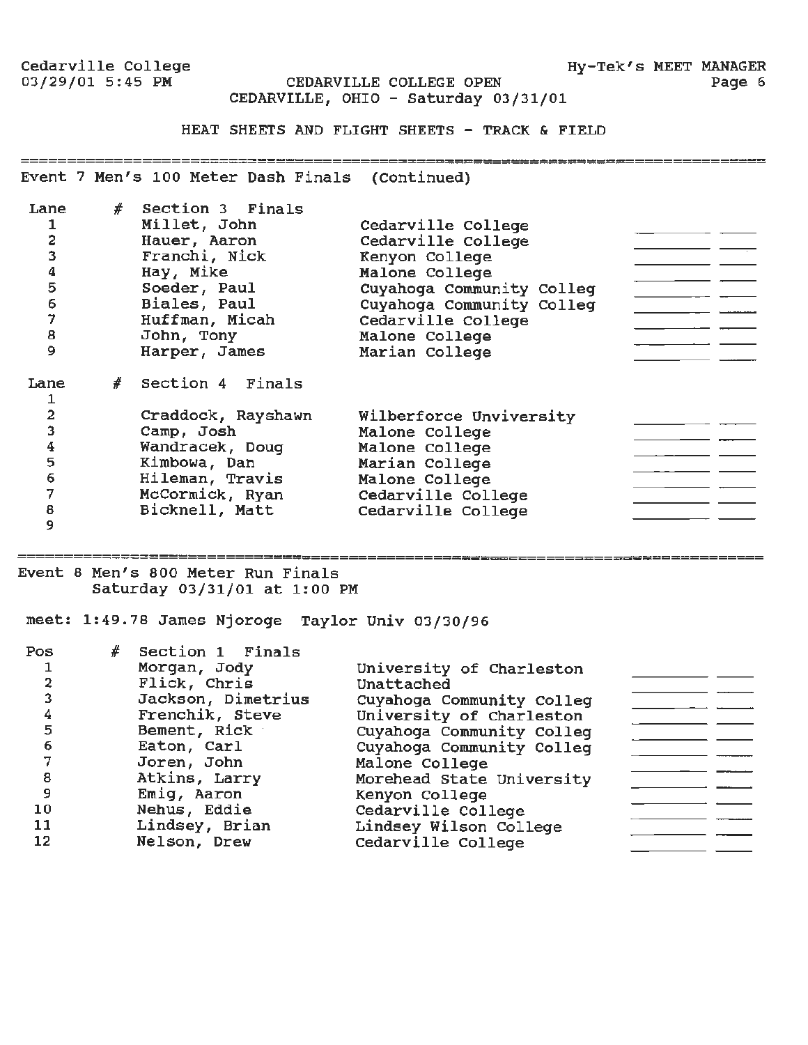## CEDARVILLE COLLEGE OPEN

CEDARVILLE, OHIO - Saturday 03/31/01

### HEAT SHEETS AND FLIGHT SHEETS - TRACK & FIELD

---

### Event 7 Men's 100 Meter Dash Finals (Continued)

| Lane | # | Section 3 Finals | | | |
|---|---|---|---|---|---|
| 1 | | Millet, John | Cedarville College | ________ | ____ |
| 2 | | Hauer, Aaron | Cedarville College | ________ | ____ |
| 3 | | Franchi, Nick | Kenyon College | ________ | ____ |
| 4 | | Hay, Mike | Malone College | ________ | ____ |
| 5 | | Soeder, Paul | Cuyahoga Community Colleg | ________ | ____ |
| 6 | | Biales, Paul | Cuyahoga Community Colleg | ________ | ____ |
| 7 | | Huffman, Micah | Cedarville College | ________ | ____ |
| 8 | | John, Tony | Malone College | ________ | ____ |
| 9 | | Harper, James | Marian College | ________ | ____ |

| Lane | # | Section 4 Finals | | | |
|---|---|---|---|---|---|
| 1 | | | | | |
| 2 | | Craddock, Rayshawn | Wilberforce Unviversity | ________ | ____ |
| 3 | | Camp, Josh | Malone College | ________ | ____ |
| 4 | | Wandracek, Doug | Malone College | ________ | ____ |
| 5 | | Kimbowa, Dan | Marian College | ________ | ____ |
| 6 | | Hileman, Travis | Malone College | ________ | ____ |
| 7 | | McCormick, Ryan | Cedarville College | ________ | ____ |
| 8 | | Bicknell, Matt | Cedarville College | ________ | ____ |
| 9 | | | | | |

---

### Event 8 Men's 800 Meter Run Finals

Saturday 03/31/01 at 1:00 PM

meet: 1:49.78 James Njoroge Taylor Univ 03/30/96

| Pos | # | Section 1 Finals | | | |
|---|---|---|---|---|---|
| 1 | | Morgan, Jody | University of Charleston | ________ | ____ |
| 2 | | Flick, Chris | Unattached | ________ | ____ |
| 3 | | Jackson, Dimetrius | Cuyahoga Community Colleg | ________ | ____ |
| 4 | | Frenchik, Steve | University of Charleston | ________ | ____ |
| 5 | | Bement, Rick | Cuyahoga Community Colleg | ________ | ____ |
| 6 | | Eaton, Carl | Cuyahoga Community Colleg | ________ | ____ |
| 7 | | Joren, John | Malone College | ________ | ____ |
| 8 | | Atkins, Larry | Morehead State University | ________ | ____ |
| 9 | | Emig, Aaron | Kenyon College | ________ | ____ |
| 10 | | Nehus, Eddie | Cedarville College | ________ | ____ |
| 11 | | Lindsey, Brian | Lindsey Wilson College | ________ | ____ |
| 12 | | Nelson, Drew | Cedarville College | ________ | ____ |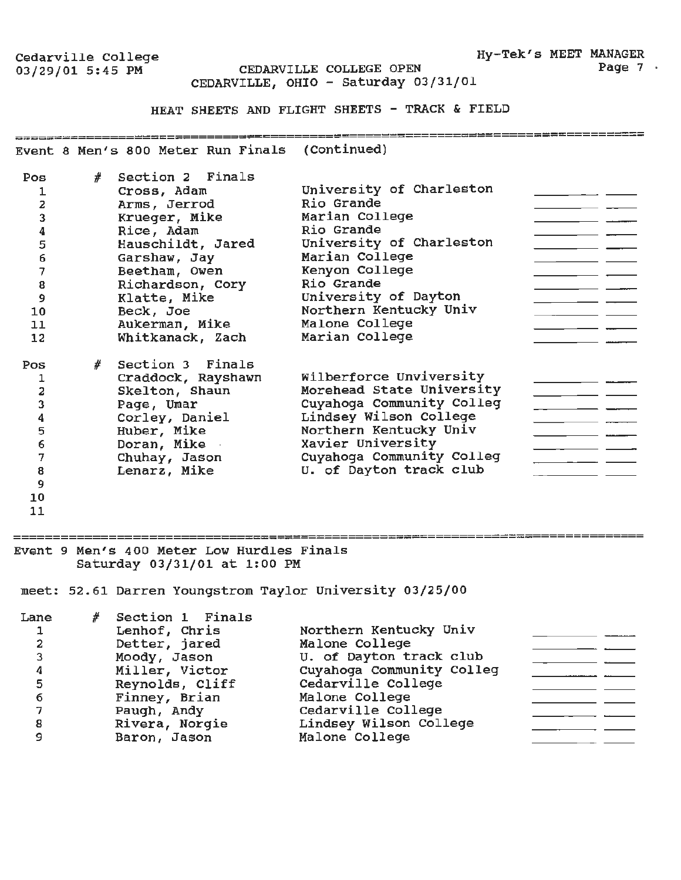Cedarville College
03/29/01 5:45 PM

CEDARVILLE COLLEGE OPEN
CEDARVILLE, OHIO - Saturday 03/31/01

HEAT SHEETS AND FLIGHT SHEETS - TRACK & FIELD

## Event 8 Men's 800 Meter Run Finals (Continued)

| Pos | # | Section 2 Finals | | | |
|---|---|---|---|---|---|
| 1 | | Cross, Adam | University of Charleston | _______ | ____ |
| 2 | | Arms, Jerrod | Rio Grande | _______ | ____ |
| 3 | | Krueger, Mike | Marian College | _______ | ____ |
| 4 | | Rice, Adam | Rio Grande | _______ | ____ |
| 5 | | Hauschildt, Jared | University of Charleston | _______ | ____ |
| 6 | | Garshaw, Jay | Marian College | _______ | ____ |
| 7 | | Beetham, Owen | Kenyon College | _______ | ____ |
| 8 | | Richardson, Cory | Rio Grande | _______ | ____ |
| 9 | | Klatte, Mike | University of Dayton | _______ | ____ |
| 10 | | Beck, Joe | Northern Kentucky Univ | _______ | ____ |
| 11 | | Aukerman, Mike | Malone College | _______ | ____ |
| 12 | | Whitkanack, Zach | Marian College | _______ | ____ |

| Pos | # | Section 3 Finals | | | |
|---|---|---|---|---|---|
| 1 | | Craddock, Rayshawn | Wilberforce Unviversity | _______ | ____ |
| 2 | | Skelton, Shaun | Morehead State University | _______ | ____ |
| 3 | | Page, Umar | Cuyahoga Community Colleg | _______ | ____ |
| 4 | | Corley, Daniel | Lindsey Wilson College | _______ | ____ |
| 5 | | Huber, Mike | Northern Kentucky Univ | _______ | ____ |
| 6 | | Doran, Mike | Xavier University | _______ | ____ |
| 7 | | Chuhay, Jason | Cuyahoga Community Colleg | _______ | ____ |
| 8 | | Lenarz, Mike | U. of Dayton track club | _______ | ____ |
| 9 | | | | | |
| 10 | | | | | |
| 11 | | | | | |

## Event 9 Men's 400 Meter Low Hurdles Finals

Saturday 03/31/01 at 1:00 PM

meet: 52.61 Darren Youngstrom Taylor University 03/25/00

| Lane | # | Section 1 Finals | | | |
|---|---|---|---|---|---|
| 1 | | Lenhof, Chris | Northern Kentucky Univ | _______ | ____ |
| 2 | | Detter, jared | Malone College | _______ | ____ |
| 3 | | Moody, Jason | U. of Dayton track club | _______ | ____ |
| 4 | | Miller, Victor | Cuyahoga Community Colleg | _______ | ____ |
| 5 | | Reynolds, Cliff | Cedarville College | _______ | ____ |
| 6 | | Finney, Brian | Malone College | _______ | ____ |
| 7 | | Paugh, Andy | Cedarville College | _______ | ____ |
| 8 | | Rivera, Norgie | Lindsey Wilson College | _______ | ____ |
| 9 | | Baron, Jason | Malone College | _______ | ____ |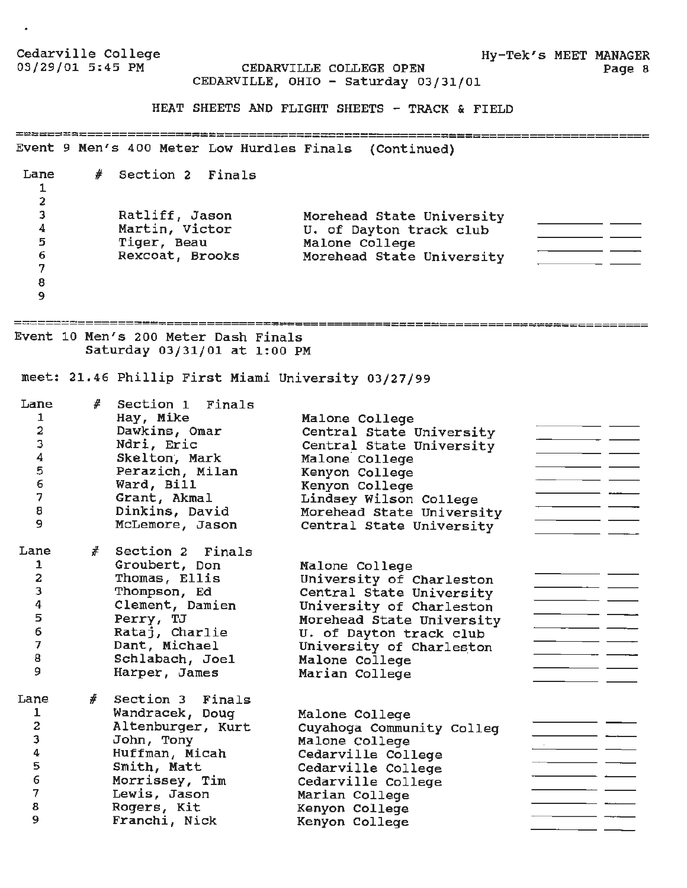HEAT SHEETS AND FLIGHT SHEETS - TRACK & FIELD

## Event 9 Men's 400 Meter Low Hurdles Finals (Continued)

**Section 2 Finals**

| Lane | # | Name | School |
|---|---|---|---|
| 1 | | | |
| 2 | | | |
| 3 | | Ratliff, Jason | Morehead State University |
| 4 | | Martin, Victor | U. of Dayton track club |
| 5 | | Tiger, Beau | Malone College |
| 6 | | Rexcoat, Brooks | Morehead State University |
| 7 | | | |
| 8 | | | |
| 9 | | | |

## Event 10 Men's 200 Meter Dash Finals

Saturday 03/31/01 at 1:00 PM

meet: 21.46 Phillip First Miami University 03/27/99

**Section 1 Finals**

| Lane | # | Name | School |
|---|---|---|---|
| 1 | | Hay, Mike | Malone College |
| 2 | | Dawkins, Omar | Central State University |
| 3 | | Ndri, Eric | Central State University |
| 4 | | Skelton, Mark | Malone College |
| 5 | | Perazich, Milan | Kenyon College |
| 6 | | Ward, Bill | Kenyon College |
| 7 | | Grant, Akmal | Lindsey Wilson College |
| 8 | | Dinkins, David | Morehead State University |
| 9 | | McLemore, Jason | Central State University |

**Section 2 Finals**

| Lane | # | Name | School |
|---|---|---|---|
| 1 | | Groubert, Don | Malone College |
| 2 | | Thomas, Ellis | University of Charleston |
| 3 | | Thompson, Ed | Central State University |
| 4 | | Clement, Damien | University of Charleston |
| 5 | | Perry, TJ | Morehead State University |
| 6 | | Rataj, Charlie | U. of Dayton track club |
| 7 | | Dant, Michael | University of Charleston |
| 8 | | Schlabach, Joel | Malone College |
| 9 | | Harper, James | Marian College |

**Section 3 Finals**

| Lane | # | Name | School |
|---|---|---|---|
| 1 | | Wandracek, Doug | Malone College |
| 2 | | Altenburger, Kurt | Cuyahoga Community Colleg |
| 3 | | John, Tony | Malone College |
| 4 | | Huffman, Micah | Cedarville College |
| 5 | | Smith, Matt | Cedarville College |
| 6 | | Morrissey, Tim | Cedarville College |
| 7 | | Lewis, Jason | Marian College |
| 8 | | Rogers, Kit | Kenyon College |
| 9 | | Franchi, Nick | Kenyon College |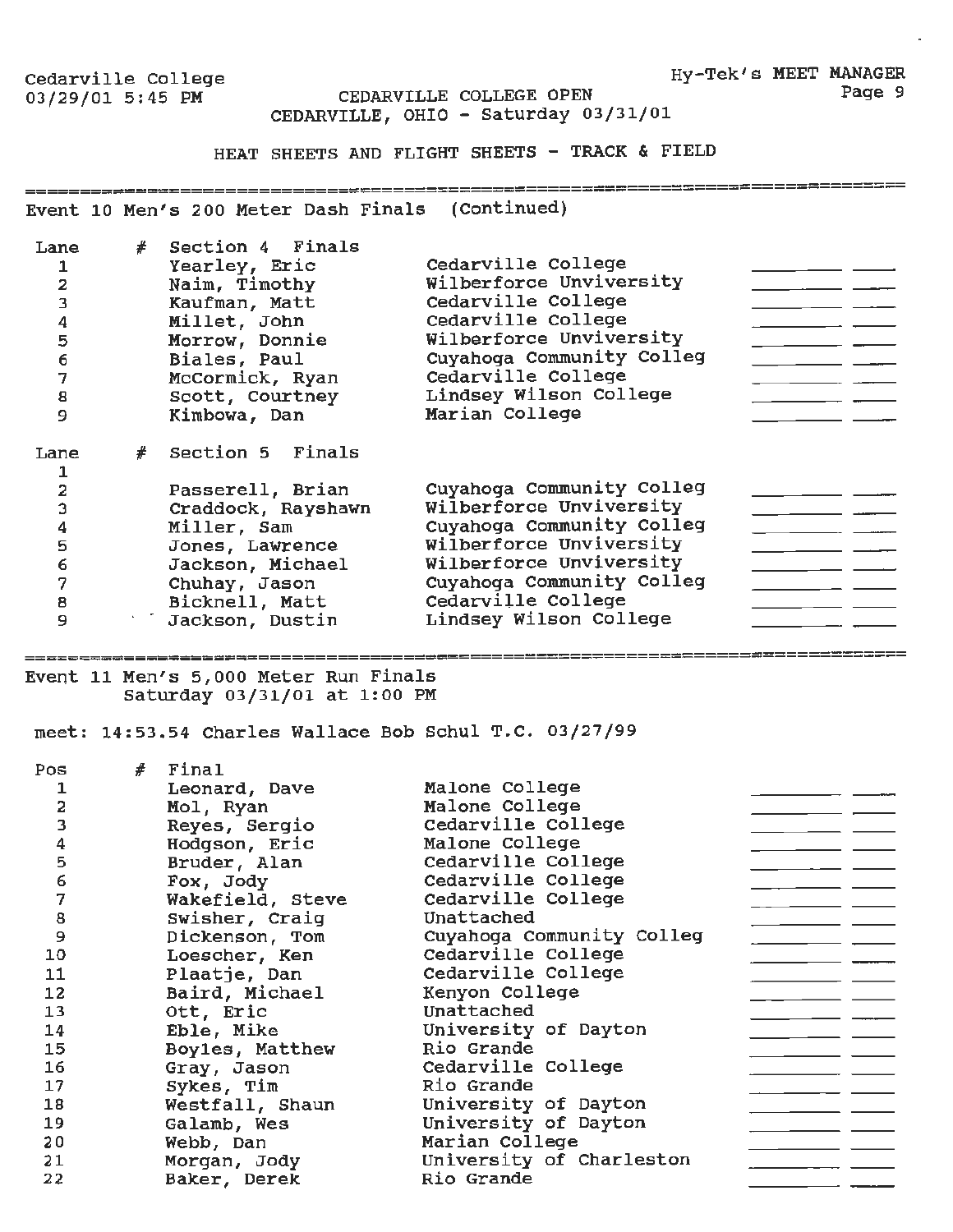Cedarville College
03/29/01 5:45 PM

CEDARVILLE COLLEGE OPEN
CEDARVILLE, OHIO - Saturday 03/31/01

Hy-Tek's MEET MANAGER

HEAT SHEETS AND FLIGHT SHEETS - TRACK & FIELD

## Event 10 Men's 200 Meter Dash Finals (Continued)

| Lane | # | Section 4 Finals | | |
|---|---|---|---|---|
| 1 | | Yearley, Eric | Cedarville College | ________ ____ |
| 2 | | Naim, Timothy | Wilberforce Unviversity | ________ ____ |
| 3 | | Kaufman, Matt | Cedarville College | ________ ____ |
| 4 | | Millet, John | Cedarville College | ________ ____ |
| 5 | | Morrow, Donnie | Wilberforce Unviversity | ________ ____ |
| 6 | | Biales, Paul | Cuyahoga Community Colleg | ________ ____ |
| 7 | | McCormick, Ryan | Cedarville College | ________ ____ |
| 8 | | Scott, Courtney | Lindsey Wilson College | ________ ____ |
| 9 | | Kimbowa, Dan | Marian College | ________ ____ |

| Lane | # | Section 5 Finals | | |
|---|---|---|---|---|
| 1 | | | | |
| 2 | | Passerell, Brian | Cuyahoga Community Colleg | ________ ____ |
| 3 | | Craddock, Rayshawn | Wilberforce Unviversity | ________ ____ |
| 4 | | Miller, Sam | Cuyahoga Community Colleg | ________ ____ |
| 5 | | Jones, Lawrence | Wilberforce Unviversity | ________ ____ |
| 6 | | Jackson, Michael | Wilberforce Unviversity | ________ ____ |
| 7 | | Chuhay, Jason | Cuyahoga Community Colleg | ________ ____ |
| 8 | | Bicknell, Matt | Cedarville College | ________ ____ |
| 9 | | Jackson, Dustin | Lindsey Wilson College | ________ ____ |

## Event 11 Men's 5,000 Meter Run Finals

Saturday 03/31/01 at 1:00 PM

meet: 14:53.54 Charles Wallace Bob Schul T.C. 03/27/99

| Pos | # | Final | | |
|---|---|---|---|---|
| 1 | | Leonard, Dave | Malone College | ________ ____ |
| 2 | | Mol, Ryan | Malone College | ________ ____ |
| 3 | | Reyes, Sergio | Cedarville College | ________ ____ |
| 4 | | Hodgson, Eric | Malone College | ________ ____ |
| 5 | | Bruder, Alan | Cedarville College | ________ ____ |
| 6 | | Fox, Jody | Cedarville College | ________ ____ |
| 7 | | Wakefield, Steve | Cedarville College | ________ ____ |
| 8 | | Swisher, Craig | Unattached | ________ ____ |
| 9 | | Dickenson, Tom | Cuyahoga Community Colleg | ________ ____ |
| 10 | | Loescher, Ken | Cedarville College | ________ ____ |
| 11 | | Plaatje, Dan | Cedarville College | ________ ____ |
| 12 | | Baird, Michael | Kenyon College | ________ ____ |
| 13 | | Ott, Eric | Unattached | ________ ____ |
| 14 | | Eble, Mike | University of Dayton | ________ ____ |
| 15 | | Boyles, Matthew | Rio Grande | ________ ____ |
| 16 | | Gray, Jason | Cedarville College | ________ ____ |
| 17 | | Sykes, Tim | Rio Grande | ________ ____ |
| 18 | | Westfall, Shaun | University of Dayton | ________ ____ |
| 19 | | Galamb, Wes | University of Dayton | ________ ____ |
| 20 | | Webb, Dan | Marian College | ________ ____ |
| 21 | | Morgan, Jody | University of Charleston | ________ ____ |
| 22 | | Baker, Derek | Rio Grande | ________ ____ |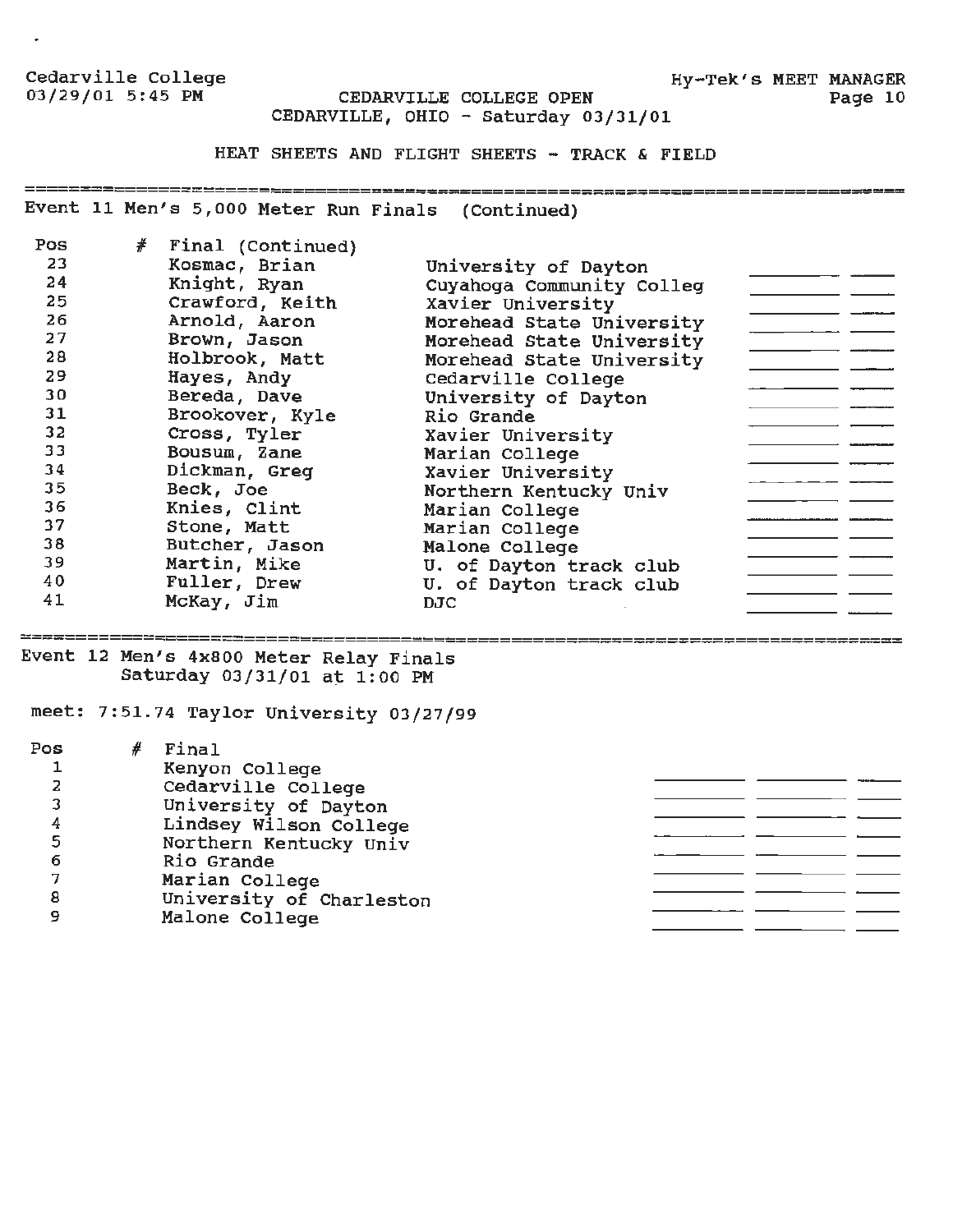HEAT SHEETS AND FLIGHT SHEETS - TRACK & FIELD

## Event 11 Men's 5,000 Meter Run Finals (Continued)

| Pos | # | Final (Continued) | | | |
|---|---|---|---|---|---|
| 23 | | Kosmac, Brian | University of Dayton | | |
| 24 | | Knight, Ryan | Cuyahoga Community Colleg | | |
| 25 | | Crawford, Keith | Xavier University | | |
| 26 | | Arnold, Aaron | Morehead State University | | |
| 27 | | Brown, Jason | Morehead State University | | |
| 28 | | Holbrook, Matt | Morehead State University | | |
| 29 | | Hayes, Andy | Cedarville College | | |
| 30 | | Bereda, Dave | University of Dayton | | |
| 31 | | Brookover, Kyle | Rio Grande | | |
| 32 | | Cross, Tyler | Xavier University | | |
| 33 | | Bousum, Zane | Marian College | | |
| 34 | | Dickman, Greg | Xavier University | | |
| 35 | | Beck, Joe | Northern Kentucky Univ | | |
| 36 | | Knies, Clint | Marian College | | |
| 37 | | Stone, Matt | Marian College | | |
| 38 | | Butcher, Jason | Malone College | | |
| 39 | | Martin, Mike | U. of Dayton track club | | |
| 40 | | Fuller, Drew | U. of Dayton track club | | |
| 41 | | McKay, Jim | DJC | | |

## Event 12 Men's 4x800 Meter Relay Finals

Saturday 03/31/01 at 1:00 PM

meet: 7:51.74 Taylor University 03/27/99

| Pos | # | Final | | | |
|---|---|---|---|---|---|
| 1 | | Kenyon College | | | |
| 2 | | Cedarville College | | | |
| 3 | | University of Dayton | | | |
| 4 | | Lindsey Wilson College | | | |
| 5 | | Northern Kentucky Univ | | | |
| 6 | | Rio Grande | | | |
| 7 | | Marian College | | | |
| 8 | | University of Charleston | | | |
| 9 | | Malone College | | | |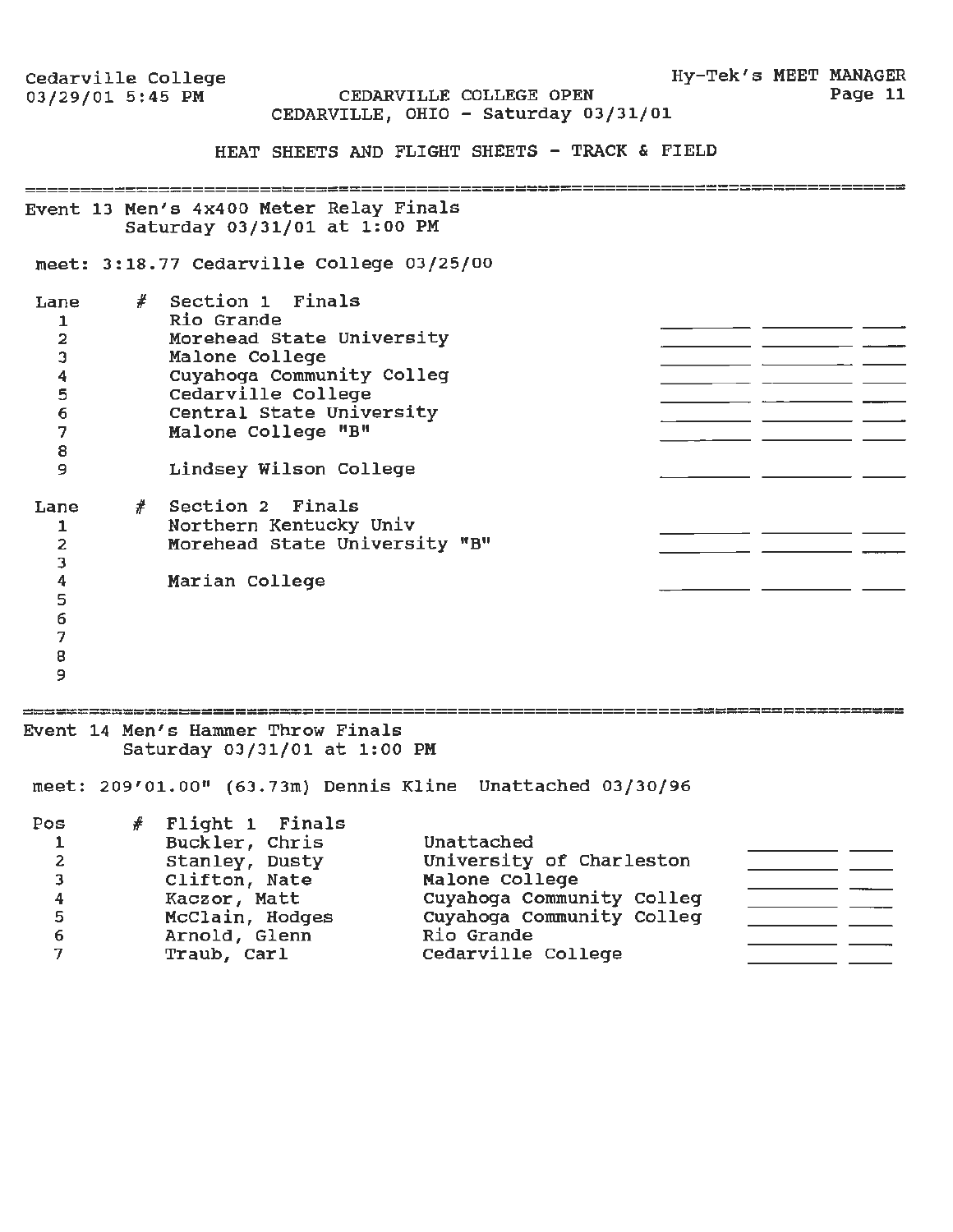## HEAT SHEETS AND FLIGHT SHEETS - TRACK & FIELD

### Event 13 Men's 4x400 Meter Relay Finals

Saturday 03/31/01 at 1:00 PM

meet: 3:18.77 Cedarville College 03/25/00

**Section 1 Finals**

| Lane | # | Team |
|---|---|---|
| 1 | | Rio Grande |
| 2 | | Morehead State University |
| 3 | | Malone College |
| 4 | | Cuyahoga Community Colleg |
| 5 | | Cedarville College |
| 6 | | Central State University |
| 7 | | Malone College "B" |
| 8 | | |
| 9 | | Lindsey Wilson College |

**Section 2 Finals**

| Lane | # | Team |
|---|---|---|
| 1 | | Northern Kentucky Univ |
| 2 | | Morehead State University "B" |
| 3 | | |
| 4 | | Marian College |
| 5 | | |
| 6 | | |
| 7 | | |
| 8 | | |
| 9 | | |

### Event 14 Men's Hammer Throw Finals

Saturday 03/31/01 at 1:00 PM

meet: 209'01.00" (63.73m) Dennis Kline Unattached 03/30/96

**Flight 1 Finals**

| Pos | # | Name | Team |
|---|---|---|---|
| 1 | | Buckler, Chris | Unattached |
| 2 | | Stanley, Dusty | University of Charleston |
| 3 | | Clifton, Nate | Malone College |
| 4 | | Kaczor, Matt | Cuyahoga Community Colleg |
| 5 | | McClain, Hodges | Cuyahoga Community Colleg |
| 6 | | Arnold, Glenn | Rio Grande |
| 7 | | Traub, Carl | Cedarville College |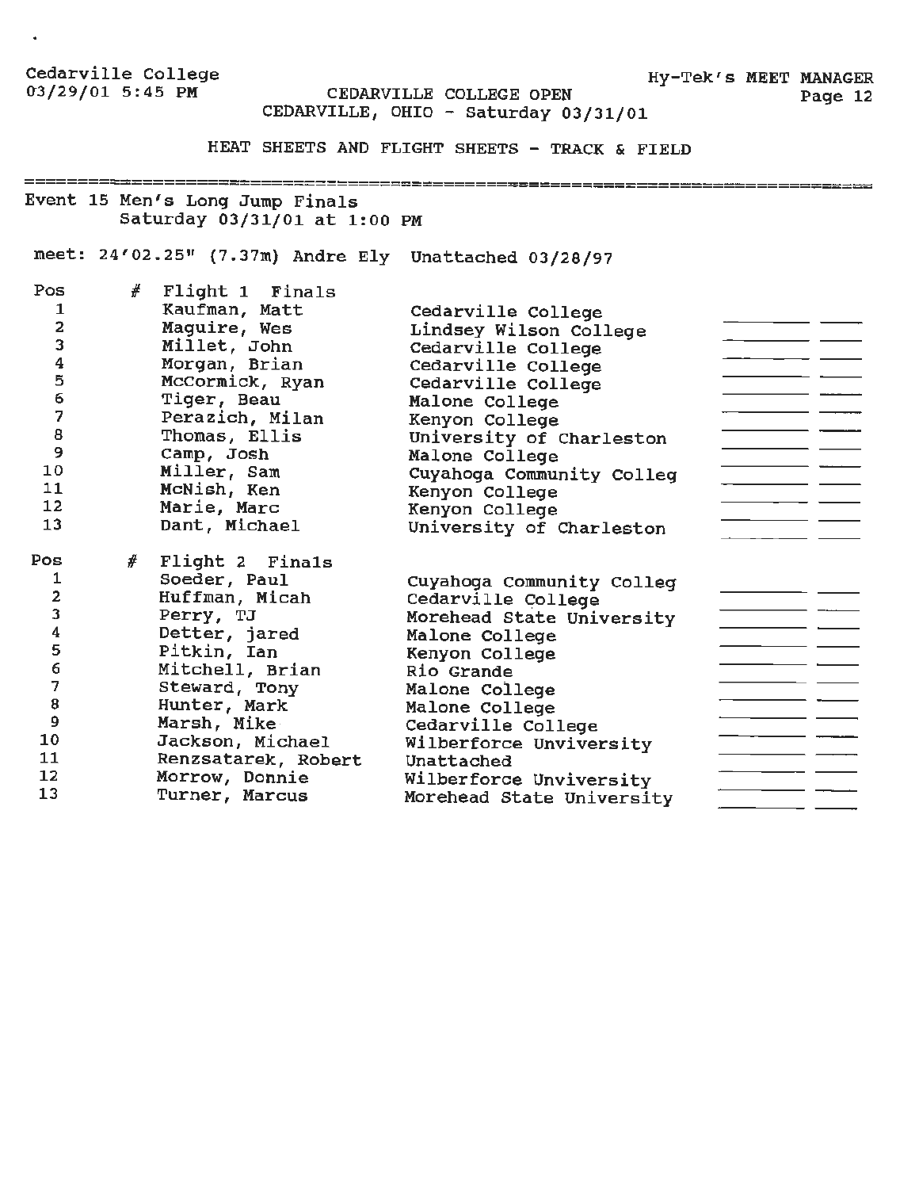Cedarville College
03/29/01 5:45 PM

CEDARVILLE COLLEGE OPEN
CEDARVILLE, OHIO - Saturday 03/31/01

Hy-Tek's MEET MANAGER

HEAT SHEETS AND FLIGHT SHEETS - TRACK & FIELD

## Event 15 Men's Long Jump Finals

Saturday 03/31/01 at 1:00 PM

meet: 24'02.25" (7.37m) Andre Ely Unattached 03/28/97

| Pos | # | Flight 1 Finals | | | |
|---|---|---|---|---|---|
| 1 | | Kaufman, Matt | Cedarville College | | |
| 2 | | Maguire, Wes | Lindsey Wilson College | ________ | ____ |
| 3 | | Millet, John | Cedarville College | ________ | ____ |
| 4 | | Morgan, Brian | Cedarville College | ________ | ____ |
| 5 | | McCormick, Ryan | Cedarville College | ________ | ____ |
| 6 | | Tiger, Beau | Malone College | ________ | ____ |
| 7 | | Perazich, Milan | Kenyon College | ________ | ____ |
| 8 | | Thomas, Ellis | University of Charleston | ________ | ____ |
| 9 | | Camp, Josh | Malone College | ________ | ____ |
| 10 | | Miller, Sam | Cuyahoga Community Colleg | ________ | ____ |
| 11 | | McNish, Ken | Kenyon College | ________ | ____ |
| 12 | | Marie, Marc | Kenyon College | ________ | ____ |
| 13 | | Dant, Michael | University of Charleston | ________ | ____ |

| Pos | # | Flight 2 Finals | | | |
|---|---|---|---|---|---|
| 1 | | Soeder, Paul | Cuyahoga Community Colleg | ________ | ____ |
| 2 | | Huffman, Micah | Cedarville College | ________ | ____ |
| 3 | | Perry, TJ | Morehead State University | ________ | ____ |
| 4 | | Detter, jared | Malone College | ________ | ____ |
| 5 | | Pitkin, Ian | Kenyon College | ________ | ____ |
| 6 | | Mitchell, Brian | Rio Grande | ________ | ____ |
| 7 | | Steward, Tony | Malone College | ________ | ____ |
| 8 | | Hunter, Mark | Malone College | ________ | ____ |
| 9 | | Marsh, Mike | Cedarville College | ________ | ____ |
| 10 | | Jackson, Michael | Wilberforce Unviversity | ________ | ____ |
| 11 | | Renzsatarek, Robert | Unattached | ________ | ____ |
| 12 | | Morrow, Donnie | Wilberforce Unviversity | ________ | ____ |
| 13 | | Turner, Marcus | Morehead State University | ________ | ____ |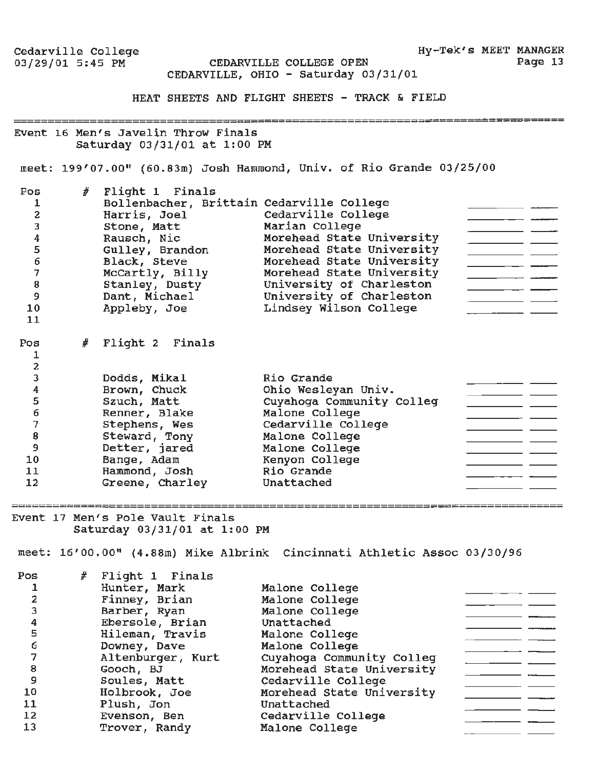Cedarville College
03/29/01 5:45 PM

CEDARVILLE COLLEGE OPEN
CEDARVILLE, OHIO - Saturday 03/31/01

Hy-Tek's MEET MANAGER

## HEAT SHEETS AND FLIGHT SHEETS - TRACK & FIELD

### Event 16 Men's Javelin Throw Finals
Saturday 03/31/01 at 1:00 PM

meet: 199'07.00" (60.83m) Josh Hammond, Univ. of Rio Grande 03/25/00

| Pos | # | Flight 1 Finals | | | |
|---|---|---|---|---|---|
| 1 | | Bollenbacher, Brittain | Cedarville College | | |
| 2 | | Harris, Joel | Cedarville College | ________ | ____ |
| 3 | | Stone, Matt | Marian College | ________ | ____ |
| 4 | | Rausch, Nic | Morehead State University | ________ | ____ |
| 5 | | Gulley, Brandon | Morehead State University | ________ | ____ |
| 6 | | Black, Steve | Morehead State University | ________ | ____ |
| 7 | | McCartly, Billy | Morehead State University | ________ | ____ |
| 8 | | Stanley, Dusty | University of Charleston | ________ | ____ |
| 9 | | Dant, Michael | University of Charleston | ________ | ____ |
| 10 | | Appleby, Joe | Lindsey Wilson College | ________ | ____ |
| 11 | | | | | |

| Pos | # | Flight 2 Finals | | | |
|---|---|---|---|---|---|
| 1 | | | | | |
| 2 | | | | | |
| 3 | | Dodds, Mikal | Rio Grande | ________ | ____ |
| 4 | | Brown, Chuck | Ohio Wesleyan Univ. | ________ | ____ |
| 5 | | Szuch, Matt | Cuyahoga Community Colleg | ________ | ____ |
| 6 | | Renner, Blake | Malone College | ________ | ____ |
| 7 | | Stephens, Wes | Cedarville College | ________ | ____ |
| 8 | | Steward, Tony | Malone College | ________ | ____ |
| 9 | | Detter, jared | Malone College | ________ | ____ |
| 10 | | Bange, Adam | Kenyon College | ________ | ____ |
| 11 | | Hammond, Josh | Rio Grande | ________ | ____ |
| 12 | | Greene, Charley | Unattached | ________ | ____ |

### Event 17 Men's Pole Vault Finals
Saturday 03/31/01 at 1:00 PM

meet: 16'00.00" (4.88m) Mike Albrink Cincinnati Athletic Assoc 03/30/96

| Pos | # | Flight 1 Finals | | | |
|---|---|---|---|---|---|
| 1 | | Hunter, Mark | Malone College | | |
| 2 | | Finney, Brian | Malone College | ________ | ____ |
| 3 | | Barber, Ryan | Malone College | ________ | ____ |
| 4 | | Ebersole, Brian | Unattached | ________ | ____ |
| 5 | | Hileman, Travis | Malone College | ________ | ____ |
| 6 | | Downey, Dave | Malone College | ________ | ____ |
| 7 | | Altenburger, Kurt | Cuyahoga Community Colleg | ________ | ____ |
| 8 | | Gooch, BJ | Morehead State University | ________ | ____ |
| 9 | | Soules, Matt | Cedarville College | ________ | ____ |
| 10 | | Holbrook, Joe | Morehead State University | ________ | ____ |
| 11 | | Plush, Jon | Unattached | ________ | ____ |
| 12 | | Evenson, Ben | Cedarville College | ________ | ____ |
| 13 | | Trover, Randy | Malone College | ________ | ____ |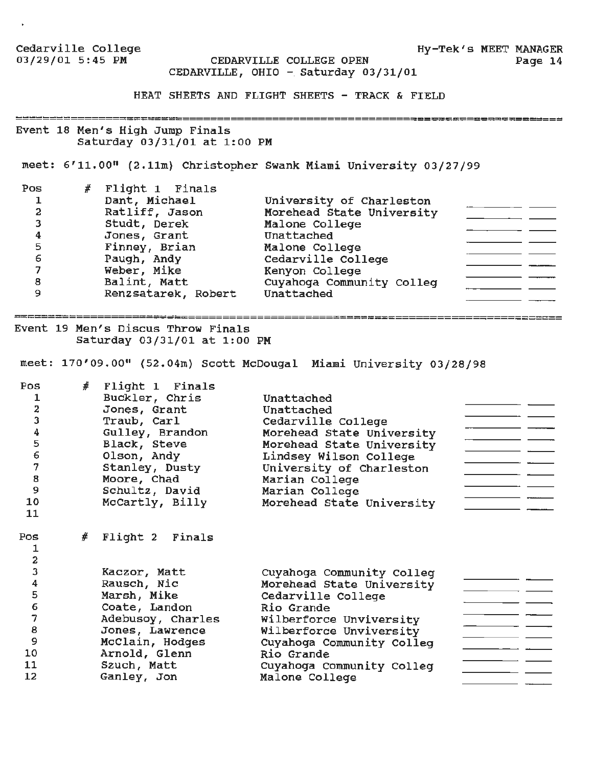Cedarville College
03/29/01 5:45 PM

CEDARVILLE COLLEGE OPEN
CEDARVILLE, OHIO - Saturday 03/31/01

HEAT SHEETS AND FLIGHT SHEETS - TRACK & FIELD

## Event 18 Men's High Jump Finals

Saturday 03/31/01 at 1:00 PM

meet: 6'11.00" (2.11m) Christopher Swank Miami University 03/27/99

| Pos | # | Flight 1 Finals | | | |
|---|---|---|---|---|---|
| 1 | | Dant, Michael | University of Charleston | | |
| 2 | | Ratliff, Jason | Morehead State University | ________ | ____ |
| 3 | | Studt, Derek | Malone College | ________ | ____ |
| 4 | | Jones, Grant | Unattached | ________ | ____ |
| 5 | | Finney, Brian | Malone College | ________ | ____ |
| 6 | | Paugh, Andy | Cedarville College | ________ | ____ |
| 7 | | Weber, Mike | Kenyon College | ________ | ____ |
| 8 | | Balint, Matt | Cuyahoga Community Colleg | ________ | ____ |
| 9 | | Renzsatarek, Robert | Unattached | ________ | ____ |

## Event 19 Men's Discus Throw Finals

Saturday 03/31/01 at 1:00 PM

meet: 170'09.00" (52.04m) Scott McDougal Miami University 03/28/98

| Pos | # | Flight 1 Finals | | | |
|---|---|---|---|---|---|
| 1 | | Buckler, Chris | Unattached | | |
| 2 | | Jones, Grant | Unattached | ________ | ____ |
| 3 | | Traub, Carl | Cedarville College | ________ | ____ |
| 4 | | Gulley, Brandon | Morehead State University | ________ | ____ |
| 5 | | Black, Steve | Morehead State University | ________ | ____ |
| 6 | | Olson, Andy | Lindsey Wilson College | ________ | ____ |
| 7 | | Stanley, Dusty | University of Charleston | ________ | ____ |
| 8 | | Moore, Chad | Marian College | ________ | ____ |
| 9 | | Schultz, David | Marian College | ________ | ____ |
| 10 | | McCartly, Billy | Morehead State University | ________ | ____ |
| 11 | | | | | |

| Pos | # | Flight 2 Finals | | | |
|---|---|---|---|---|---|
| 1 | | | | | |
| 2 | | | | | |
| 3 | | Kaczor, Matt | Cuyahoga Community Colleg | ________ | ____ |
| 4 | | Rausch, Nic | Morehead State University | ________ | ____ |
| 5 | | Marsh, Mike | Cedarville College | ________ | ____ |
| 6 | | Coate, Landon | Rio Grande | ________ | ____ |
| 7 | | Adebusoy, Charles | Wilberforce Unviversity | ________ | ____ |
| 8 | | Jones, Lawrence | Wilberforce Unviversity | ________ | ____ |
| 9 | | McClain, Hodges | Cuyahoga Community Colleg | ________ | ____ |
| 10 | | Arnold, Glenn | Rio Grande | ________ | ____ |
| 11 | | Szuch, Matt | Cuyahoga Community Colleg | ________ | ____ |
| 12 | | Ganley, Jon | Malone College | ________ | ____ |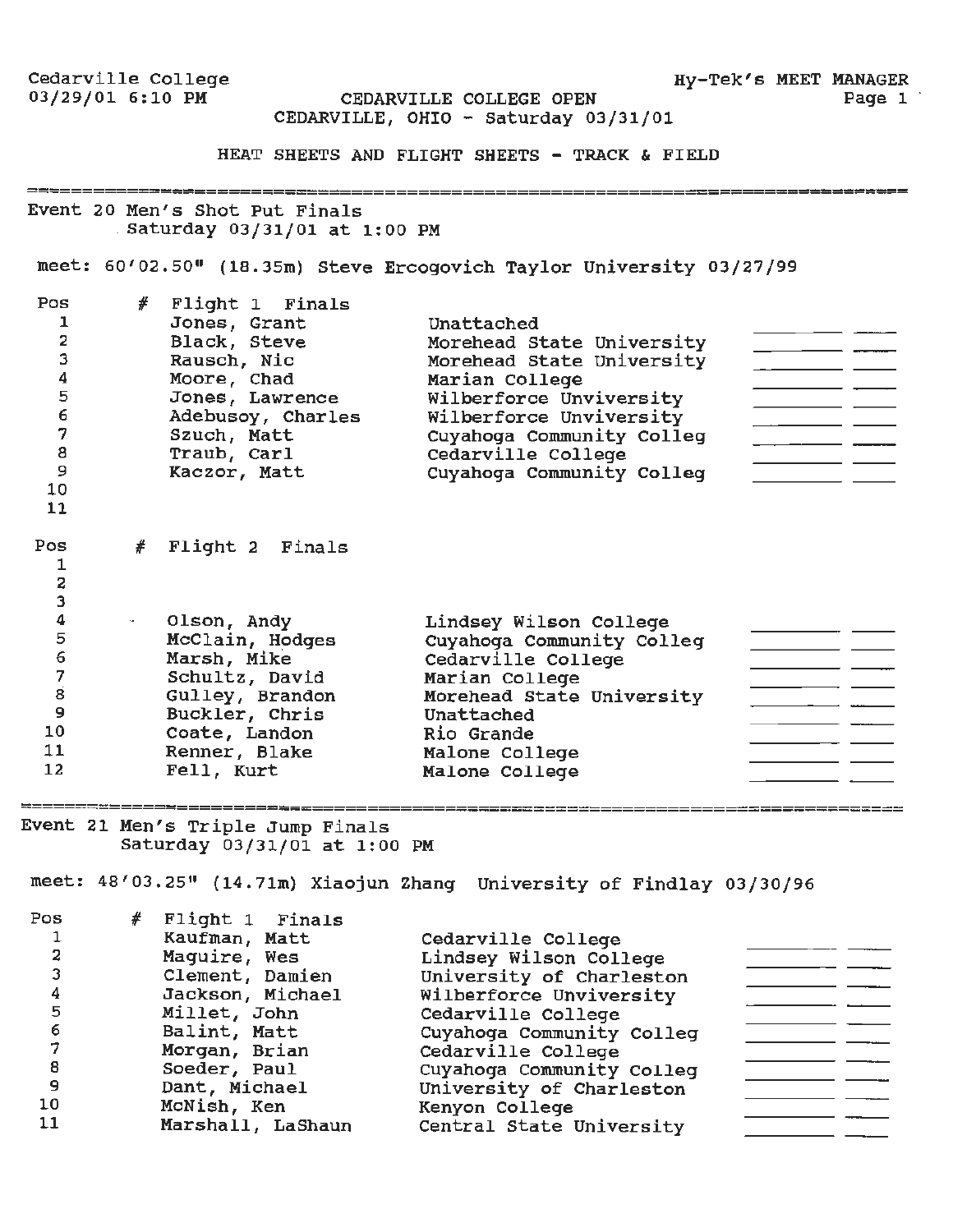Cedarville College
03/29/01 6:10 PM

Hy-Tek's MEET MANAGER

# CEDARVILLE COLLEGE OPEN
## CEDARVILLE, OHIO - Saturday 03/31/01

### HEAT SHEETS AND FLIGHT SHEETS - TRACK & FIELD

---

## Event 20 Men's Shot Put Finals
Saturday 03/31/01 at 1:00 PM

meet: 60'02.50" (18.35m) Steve Ercogovich Taylor University 03/27/99

| Pos | # | Flight 1 Finals | | | |
|---|---|---|---|---|---|
| 1 | | Jones, Grant | Unattached | | |
| 2 | | Black, Steve | Morehead State University | _______ | ____ |
| 3 | | Rausch, Nic | Morehead State University | _______ | ____ |
| 4 | | Moore, Chad | Marian College | _______ | ____ |
| 5 | | Jones, Lawrence | Wilberforce Unviversity | _______ | ____ |
| 6 | | Adebusoy, Charles | Wilberforce Unviversity | _______ | ____ |
| 7 | | Szuch, Matt | Cuyahoga Community Colleg | _______ | ____ |
| 8 | | Traub, Carl | Cedarville College | _______ | ____ |
| 9 | | Kaczor, Matt | Cuyahoga Community Colleg | _______ | ____ |
| 10 | | | | | |
| 11 | | | | | |

| Pos | # | Flight 2 Finals | | | |
|---|---|---|---|---|---|
| 1 | | | | | |
| 2 | | | | | |
| 3 | | | | | |
| 4 | | Olson, Andy | Lindsey Wilson College | _______ | ____ |
| 5 | | McClain, Hodges | Cuyahoga Community Colleg | _______ | ____ |
| 6 | | Marsh, Mike | Cedarville College | _______ | ____ |
| 7 | | Schultz, David | Marian College | _______ | ____ |
| 8 | | Gulley, Brandon | Morehead State University | _______ | ____ |
| 9 | | Buckler, Chris | Unattached | _______ | ____ |
| 10 | | Coate, Landon | Rio Grande | _______ | ____ |
| 11 | | Renner, Blake | Malone College | _______ | ____ |
| 12 | | Fell, Kurt | Malone College | _______ | ____ |

---

## Event 21 Men's Triple Jump Finals
Saturday 03/31/01 at 1:00 PM

meet: 48'03.25" (14.71m) Xiaojun Zhang University of Findlay 03/30/96

| Pos | # | Flight 1 Finals | | | |
|---|---|---|---|---|---|
| 1 | | Kaufman, Matt | Cedarville College | | |
| 2 | | Maguire, Wes | Lindsey Wilson College | _______ | ____ |
| 3 | | Clement, Damien | University of Charleston | _______ | ____ |
| 4 | | Jackson, Michael | Wilberforce Unviversity | _______ | ____ |
| 5 | | Millet, John | Cedarville College | _______ | ____ |
| 6 | | Balint, Matt | Cuyahoga Community Colleg | _______ | ____ |
| 7 | | Morgan, Brian | Cedarville College | _______ | ____ |
| 8 | | Soeder, Paul | Cuyahoga Community Colleg | _______ | ____ |
| 9 | | Dant, Michael | University of Charleston | _______ | ____ |
| 10 | | McNish, Ken | Kenyon College | _______ | ____ |
| 11 | | Marshall, LaShaun | Central State University | _______ | ____ |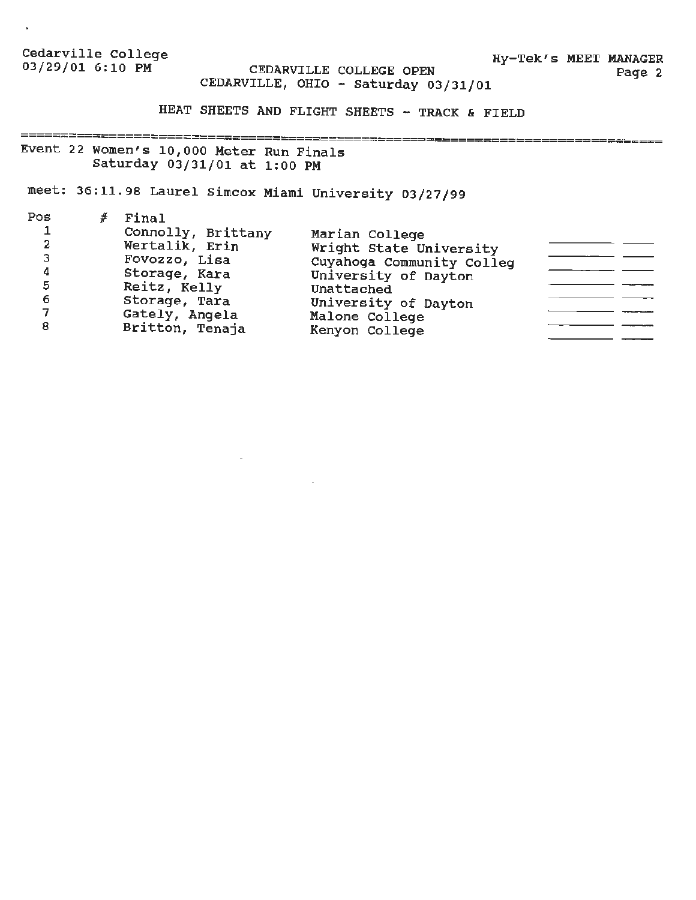Cedarville College
03/29/01 6:10 PM

CEDARVILLE COLLEGE OPEN
CEDARVILLE, OHIO - Saturday 03/31/01

HEAT SHEETS AND FLIGHT SHEETS - TRACK & FIELD

Event 22 Women's 10,000 Meter Run Finals
Saturday 03/31/01 at 1:00 PM

meet: 36:11.98 Laurel Simcox Miami University 03/27/99

| Pos | # | Final | | | |
|---|---|---|---|---|---|
| 1 | | Connolly, Brittany | Marian College | | |
| 2 | | Wertalik, Erin | Wright State University | ________ | ____ |
| 3 | | Fovozzo, Lisa | Cuyahoga Community Colleg | ________ | ____ |
| 4 | | Storage, Kara | University of Dayton | ________ | ____ |
| 5 | | Reitz, Kelly | Unattached | ________ | ____ |
| 6 | | Storage, Tara | University of Dayton | ________ | ____ |
| 7 | | Gately, Angela | Malone College | ________ | ____ |
| 8 | | Britton, Tenaja | Kenyon College | ________ | ____ |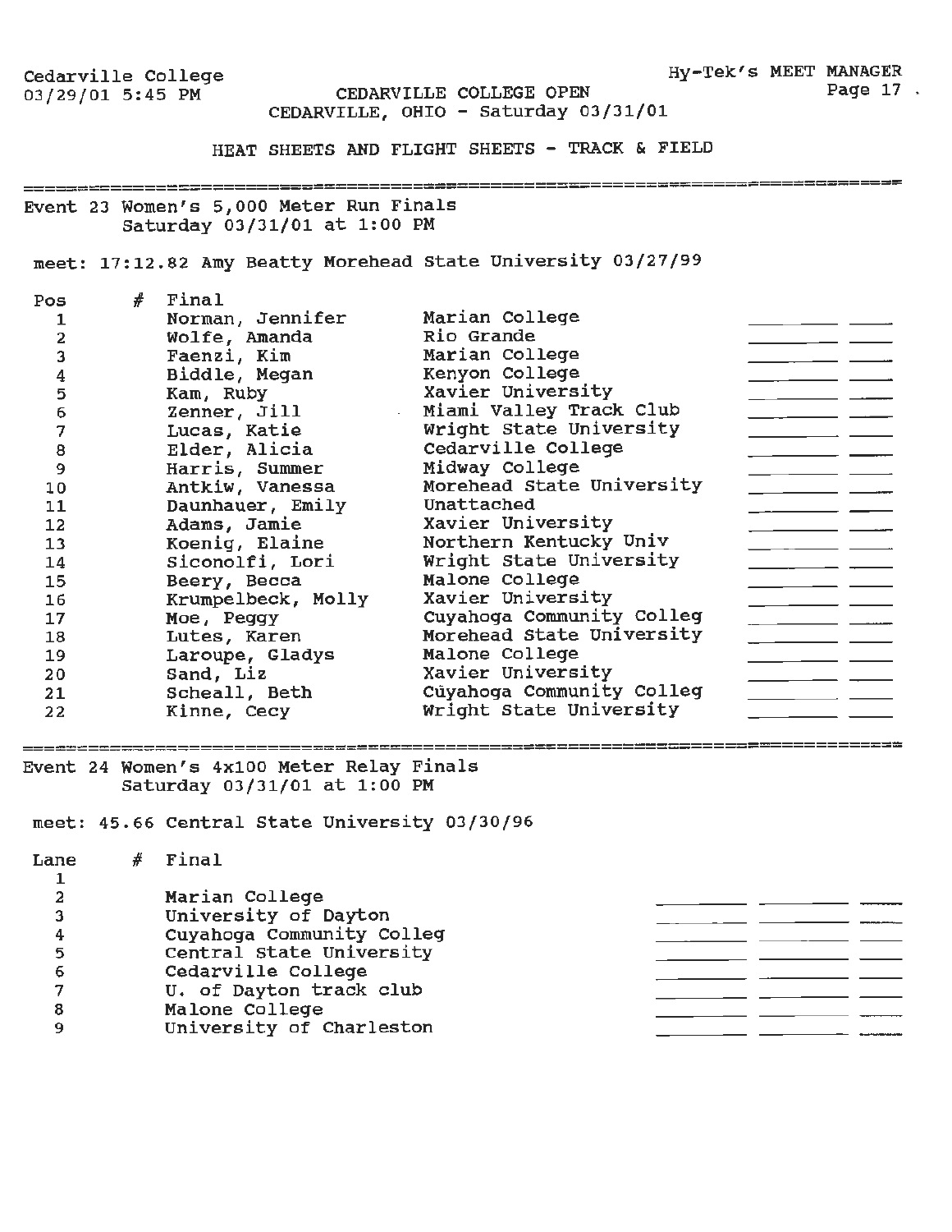Cedarville College
03/29/01 5:45 PM

CEDARVILLE COLLEGE OPEN
CEDARVILLE, OHIO - Saturday 03/31/01

HEAT SHEETS AND FLIGHT SHEETS - TRACK & FIELD

## Event 23 Women's 5,000 Meter Run Finals
Saturday 03/31/01 at 1:00 PM

meet: 17:12.82 Amy Beatty Morehead State University 03/27/99

| Pos | # | Final | | | |
|---|---|---|---|---|---|
| 1 | | Norman, Jennifer | Marian College | ________ | ____ |
| 2 | | Wolfe, Amanda | Rio Grande | ________ | ____ |
| 3 | | Faenzi, Kim | Marian College | ________ | ____ |
| 4 | | Biddle, Megan | Kenyon College | ________ | ____ |
| 5 | | Kam, Ruby | Xavier University | ________ | ____ |
| 6 | | Zenner, Jill | Miami Valley Track Club | ________ | ____ |
| 7 | | Lucas, Katie | Wright State University | ________ | ____ |
| 8 | | Elder, Alicia | Cedarville College | ________ | ____ |
| 9 | | Harris, Summer | Midway College | ________ | ____ |
| 10 | | Antkiw, Vanessa | Morehead State University | ________ | ____ |
| 11 | | Daunhauer, Emily | Unattached | ________ | ____ |
| 12 | | Adams, Jamie | Xavier University | ________ | ____ |
| 13 | | Koenig, Elaine | Northern Kentucky Univ | ________ | ____ |
| 14 | | Siconolfi, Lori | Wright State University | ________ | ____ |
| 15 | | Beery, Becca | Malone College | ________ | ____ |
| 16 | | Krumpelbeck, Molly | Xavier University | ________ | ____ |
| 17 | | Moe, Peggy | Cuyahoga Community Colleg | ________ | ____ |
| 18 | | Lutes, Karen | Morehead State University | ________ | ____ |
| 19 | | Laroupe, Gladys | Malone College | ________ | ____ |
| 20 | | Sand, Liz | Xavier University | ________ | ____ |
| 21 | | Scheall, Beth | Cuyahoga Community Colleg | ________ | ____ |
| 22 | | Kinne, Cecy | Wright State University | ________ | ____ |

## Event 24 Women's 4x100 Meter Relay Finals
Saturday 03/31/01 at 1:00 PM

meet: 45.66 Central State University 03/30/96

| Lane | # | Final | | | |
|---|---|---|---|---|---|
| 1 | | | | | |
| 2 | | Marian College | ________ | ________ | ____ |
| 3 | | University of Dayton | ________ | ________ | ____ |
| 4 | | Cuyahoga Community Colleg | ________ | ________ | ____ |
| 5 | | Central State University | ________ | ________ | ____ |
| 6 | | Cedarville College | ________ | ________ | ____ |
| 7 | | U. of Dayton track club | ________ | ________ | ____ |
| 8 | | Malone College | ________ | ________ | ____ |
| 9 | | University of Charleston | ________ | ________ | ____ |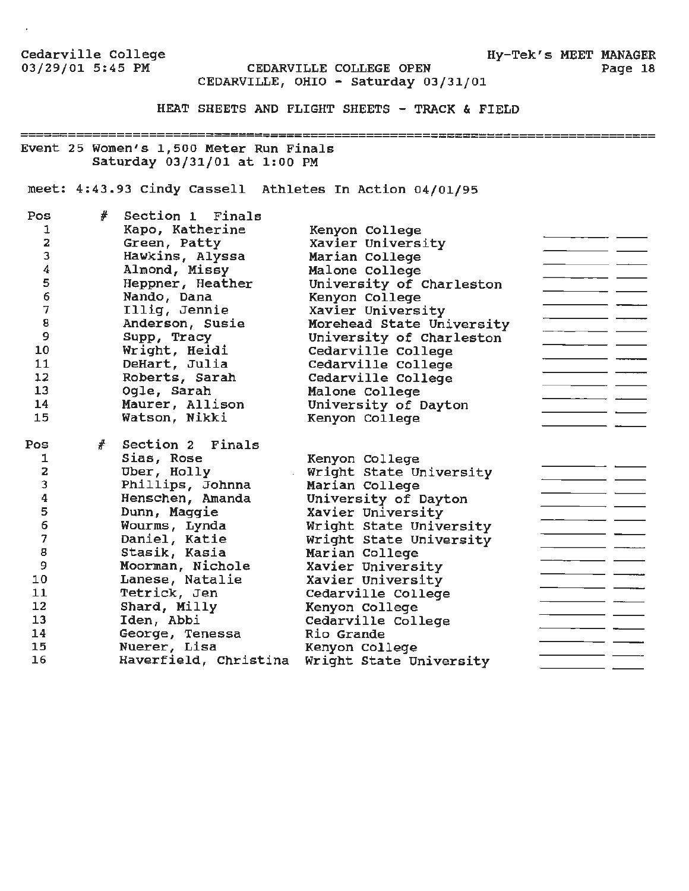Cedarville College
03/29/01 5:45 PM

CEDARVILLE COLLEGE OPEN
CEDARVILLE, OHIO - Saturday 03/31/01

HEAT SHEETS AND FLIGHT SHEETS - TRACK & FIELD

## Event 25 Women's 1,500 Meter Run Finals

Saturday 03/31/01 at 1:00 PM

meet: 4:43.93 Cindy Cassell  Athletes In Action 04/01/95

| Pos | # | Section 1 Finals | | | |
|---|---|---|---|---|---|
| 1 | | Kapo, Katherine | Kenyon College | | |
| 2 | | Green, Patty | Xavier University | | |
| 3 | | Hawkins, Alyssa | Marian College | | |
| 4 | | Almond, Missy | Malone College | | |
| 5 | | Heppner, Heather | University of Charleston | | |
| 6 | | Nando, Dana | Kenyon College | | |
| 7 | | Illig, Jennie | Xavier University | | |
| 8 | | Anderson, Susie | Morehead State University | | |
| 9 | | Supp, Tracy | University of Charleston | | |
| 10 | | Wright, Heidi | Cedarville College | | |
| 11 | | DeHart, Julia | Cedarville College | | |
| 12 | | Roberts, Sarah | Cedarville College | | |
| 13 | | Ogle, Sarah | Malone College | | |
| 14 | | Maurer, Allison | University of Dayton | | |
| 15 | | Watson, Nikki | Kenyon College | | |

| Pos | # | Section 2 Finals | | | |
|---|---|---|---|---|---|
| 1 | | Sias, Rose | Kenyon College | | |
| 2 | | Uber, Holly | Wright State University | | |
| 3 | | Phillips, Johnna | Marian College | | |
| 4 | | Henschen, Amanda | University of Dayton | | |
| 5 | | Dunn, Maggie | Xavier University | | |
| 6 | | Wourms, Lynda | Wright State University | | |
| 7 | | Daniel, Katie | Wright State University | | |
| 8 | | Stasik, Kasia | Marian College | | |
| 9 | | Moorman, Nichole | Xavier University | | |
| 10 | | Lanese, Natalie | Xavier University | | |
| 11 | | Tetrick, Jen | Cedarville College | | |
| 12 | | Shard, Milly | Kenyon College | | |
| 13 | | Iden, Abbi | Cedarville College | | |
| 14 | | George, Tenessa | Rio Grande | | |
| 15 | | Nuerer, Lisa | Kenyon College | | |
| 16 | | Haverfield, Christina | Wright State University | | |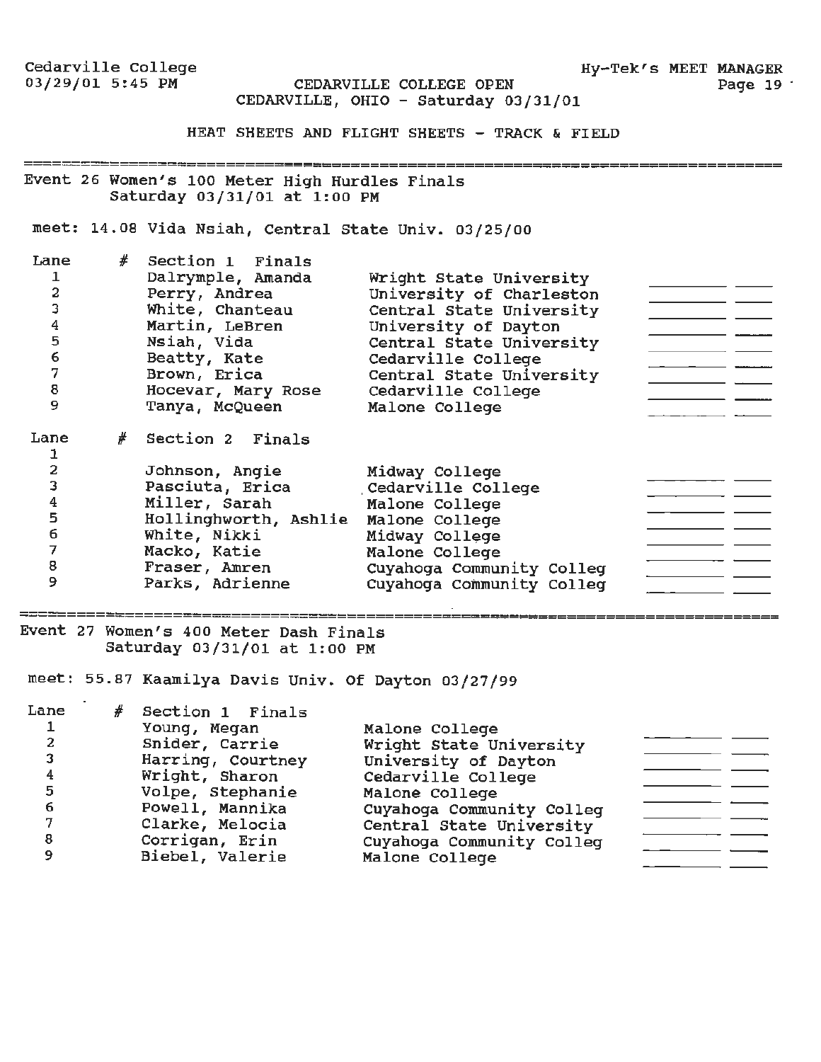Cedarville College
03/29/01 5:45 PM

CEDARVILLE COLLEGE OPEN
CEDARVILLE, OHIO - Saturday 03/31/01

Hy-Tek's MEET MANAGER

HEAT SHEETS AND FLIGHT SHEETS - TRACK & FIELD

## Event 26 Women's 100 Meter High Hurdles Finals
Saturday 03/31/01 at 1:00 PM

meet: 14.08 Vida Nsiah, Central State Univ. 03/25/00

| Lane | # | Section 1 Finals | | | |
|---|---|---|---|---|---|
| 1 | | Dalrymple, Amanda | Wright State University | | |
| 2 | | Perry, Andrea | University of Charleston | ________ | ____ |
| 3 | | White, Chanteau | Central State University | ________ | ____ |
| 4 | | Martin, LeBren | University of Dayton | ________ | ____ |
| 5 | | Nsiah, Vida | Central State University | ________ | ____ |
| 6 | | Beatty, Kate | Cedarville College | ________ | ____ |
| 7 | | Brown, Erica | Central State University | ________ | ____ |
| 8 | | Hocevar, Mary Rose | Cedarville College | ________ | ____ |
| 9 | | Tanya, McQueen | Malone College | ________ | ____ |

| Lane | # | Section 2 Finals | | | |
|---|---|---|---|---|---|
| 1 | | | | | |
| 2 | | Johnson, Angie | Midway College | ________ | ____ |
| 3 | | Pasciuta, Erica | Cedarville College | ________ | ____ |
| 4 | | Miller, Sarah | Malone College | ________ | ____ |
| 5 | | Hollinghworth, Ashlie | Malone College | ________ | ____ |
| 6 | | White, Nikki | Midway College | ________ | ____ |
| 7 | | Macko, Katie | Malone College | ________ | ____ |
| 8 | | Fraser, Amren | Cuyahoga Community Colleg | ________ | ____ |
| 9 | | Parks, Adrienne | Cuyahoga Community Colleg | ________ | ____ |

## Event 27 Women's 400 Meter Dash Finals
Saturday 03/31/01 at 1:00 PM

meet: 55.87 Kaamilya Davis Univ. Of Dayton 03/27/99

| Lane | # | Section 1 Finals | | | |
|---|---|---|---|---|---|
| 1 | | Young, Megan | Malone College | | |
| 2 | | Snider, Carrie | Wright State University | ________ | ____ |
| 3 | | Harring, Courtney | University of Dayton | ________ | ____ |
| 4 | | Wright, Sharon | Cedarville College | ________ | ____ |
| 5 | | Volpe, Stephanie | Malone College | ________ | ____ |
| 6 | | Powell, Mannika | Cuyahoga Community Colleg | ________ | ____ |
| 7 | | Clarke, Melocia | Central State University | ________ | ____ |
| 8 | | Corrigan, Erin | Cuyahoga Community Colleg | ________ | ____ |
| 9 | | Biebel, Valerie | Malone College | ________ | ____ |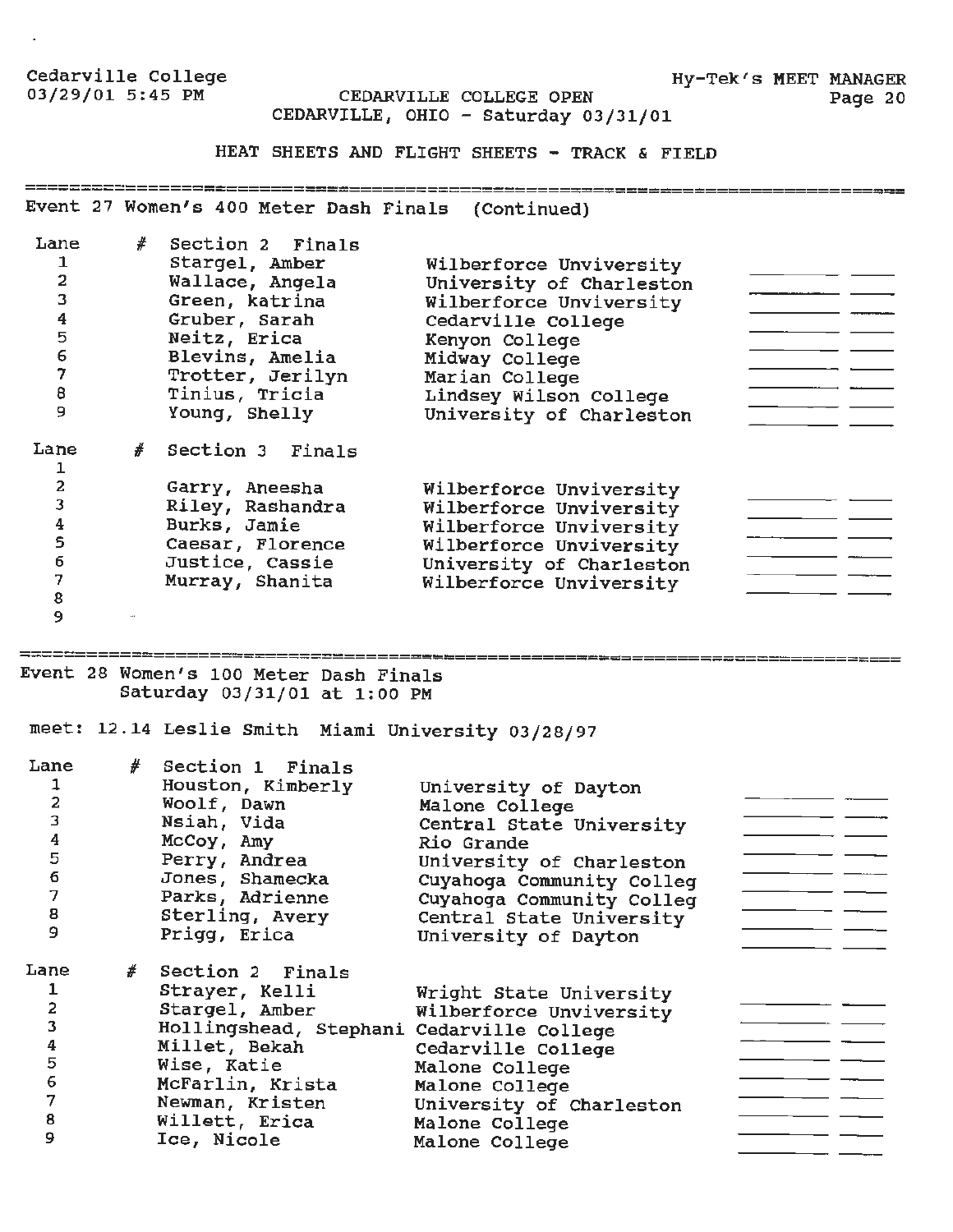HEAT SHEETS AND FLIGHT SHEETS - TRACK & FIELD

## Event 27 Women's 400 Meter Dash Finals (Continued)

| Lane | # | Section 2 Finals | | | |
|---|---|---|---|---|---|
| 1 | | Stargel, Amber | Wilberforce Unviversity | ________ | _____ |
| 2 | | Wallace, Angela | University of Charleston | ________ | _____ |
| 3 | | Green, katrina | Wilberforce Unviversity | ________ | _____ |
| 4 | | Gruber, Sarah | Cedarville College | ________ | _____ |
| 5 | | Neitz, Erica | Kenyon College | ________ | _____ |
| 6 | | Blevins, Amelia | Midway College | ________ | _____ |
| 7 | | Trotter, Jerilyn | Marian College | ________ | _____ |
| 8 | | Tinius, Tricia | Lindsey Wilson College | ________ | _____ |
| 9 | | Young, Shelly | University of Charleston | ________ | _____ |

| Lane | # | Section 3 Finals | | | |
|---|---|---|---|---|---|
| 1 | | | | | |
| 2 | | Garry, Aneesha | Wilberforce Unviversity | ________ | _____ |
| 3 | | Riley, Rashandra | Wilberforce Unviversity | ________ | _____ |
| 4 | | Burks, Jamie | Wilberforce Unviversity | ________ | _____ |
| 5 | | Caesar, Florence | Wilberforce Unviversity | ________ | _____ |
| 6 | | Justice, Cassie | University of Charleston | ________ | _____ |
| 7 | | Murray, Shanita | Wilberforce Unviversity | ________ | _____ |
| 8 | | | | | |
| 9 | | | | | |

## Event 28 Women's 100 Meter Dash Finals
Saturday 03/31/01 at 1:00 PM

meet: 12.14 Leslie Smith Miami University 03/28/97

| Lane | # | Section 1 Finals | | | |
|---|---|---|---|---|---|
| 1 | | Houston, Kimberly | University of Dayton | ________ | _____ |
| 2 | | Woolf, Dawn | Malone College | ________ | _____ |
| 3 | | Nsiah, Vida | Central State University | ________ | _____ |
| 4 | | McCoy, Amy | Rio Grande | ________ | _____ |
| 5 | | Perry, Andrea | University of Charleston | ________ | _____ |
| 6 | | Jones, Shamecka | Cuyahoga Community Colleg | ________ | _____ |
| 7 | | Parks, Adrienne | Cuyahoga Community Colleg | ________ | _____ |
| 8 | | Sterling, Avery | Central State University | ________ | _____ |
| 9 | | Prigg, Erica | University of Dayton | ________ | _____ |

| Lane | # | Section 2 Finals | | | |
|---|---|---|---|---|---|
| 1 | | Strayer, Kelli | Wright State University | ________ | _____ |
| 2 | | Stargel, Amber | Wilberforce Unviversity | ________ | _____ |
| 3 | | Hollingshead, Stephani | Cedarville College | ________ | _____ |
| 4 | | Millet, Bekah | Cedarville College | ________ | _____ |
| 5 | | Wise, Katie | Malone College | ________ | _____ |
| 6 | | McFarlin, Krista | Malone College | ________ | _____ |
| 7 | | Newman, Kristen | University of Charleston | ________ | _____ |
| 8 | | Willett, Erica | Malone College | ________ | _____ |
| 9 | | Ice, Nicole | Malone College | ________ | _____ |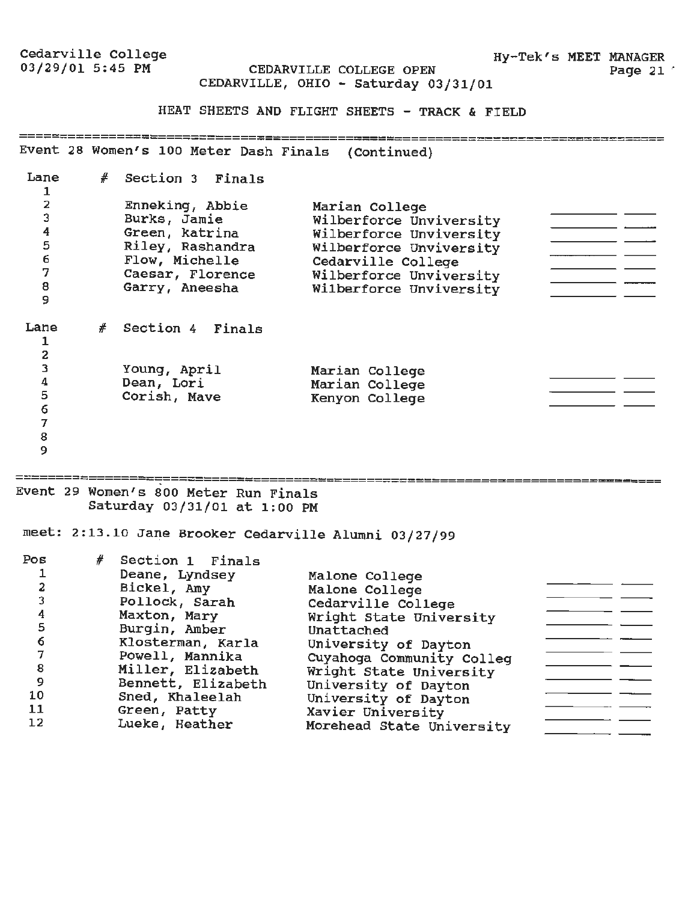Cedarville College
03/29/01 5:45 PM

CEDARVILLE COLLEGE OPEN
CEDARVILLE, OHIO - Saturday 03/31/01

HEAT SHEETS AND FLIGHT SHEETS - TRACK & FIELD

## Event 28 Women's 100 Meter Dash Finals (Continued)

**Section 3 Finals**

| Lane | # | Name | School | | |
|---|---|---|---|---|---|
| 1 | | | | | |
| 2 | | Enneking, Abbie | Marian College | ________ | ____ |
| 3 | | Burks, Jamie | Wilberforce Unviversity | ________ | ____ |
| 4 | | Green, Katrina | Wilberforce Unviversity | ________ | ____ |
| 5 | | Riley, Rashandra | Wilberforce Unviversity | ________ | ____ |
| 6 | | Flow, Michelle | Cedarville College | ________ | ____ |
| 7 | | Caesar, Florence | Wilberforce Unviversity | ________ | ____ |
| 8 | | Garry, Aneesha | Wilberforce Unviversity | ________ | ____ |
| 9 | | | | | |

**Section 4 Finals**

| Lane | # | Name | School | | |
|---|---|---|---|---|---|
| 1 | | | | | |
| 2 | | | | | |
| 3 | | Young, April | Marian College | ________ | ____ |
| 4 | | Dean, Lori | Marian College | ________ | ____ |
| 5 | | Corish, Mave | Kenyon College | ________ | ____ |
| 6 | | | | | |
| 7 | | | | | |
| 8 | | | | | |
| 9 | | | | | |

## Event 29 Women's 800 Meter Run Finals

Saturday 03/31/01 at 1:00 PM

meet: 2:13.10 Jane Brooker Cedarville Alumni 03/27/99

**Section 1 Finals**

| Pos | # | Name | School | | |
|---|---|---|---|---|---|
| 1 | | Deane, Lyndsey | Malone College | ________ | ____ |
| 2 | | Bickel, Amy | Malone College | ________ | ____ |
| 3 | | Pollock, Sarah | Cedarville College | ________ | ____ |
| 4 | | Maxton, Mary | Wright State University | ________ | ____ |
| 5 | | Burgin, Amber | Unattached | ________ | ____ |
| 6 | | Klosterman, Karla | University of Dayton | ________ | ____ |
| 7 | | Powell, Mannika | Cuyahoga Community Colleg | ________ | ____ |
| 8 | | Miller, Elizabeth | Wright State University | ________ | ____ |
| 9 | | Bennett, Elizabeth | University of Dayton | ________ | ____ |
| 10 | | Sned, Khaleelah | University of Dayton | ________ | ____ |
| 11 | | Green, Patty | Xavier University | ________ | ____ |
| 12 | | Lueke, Heather | Morehead State University | ________ | ____ |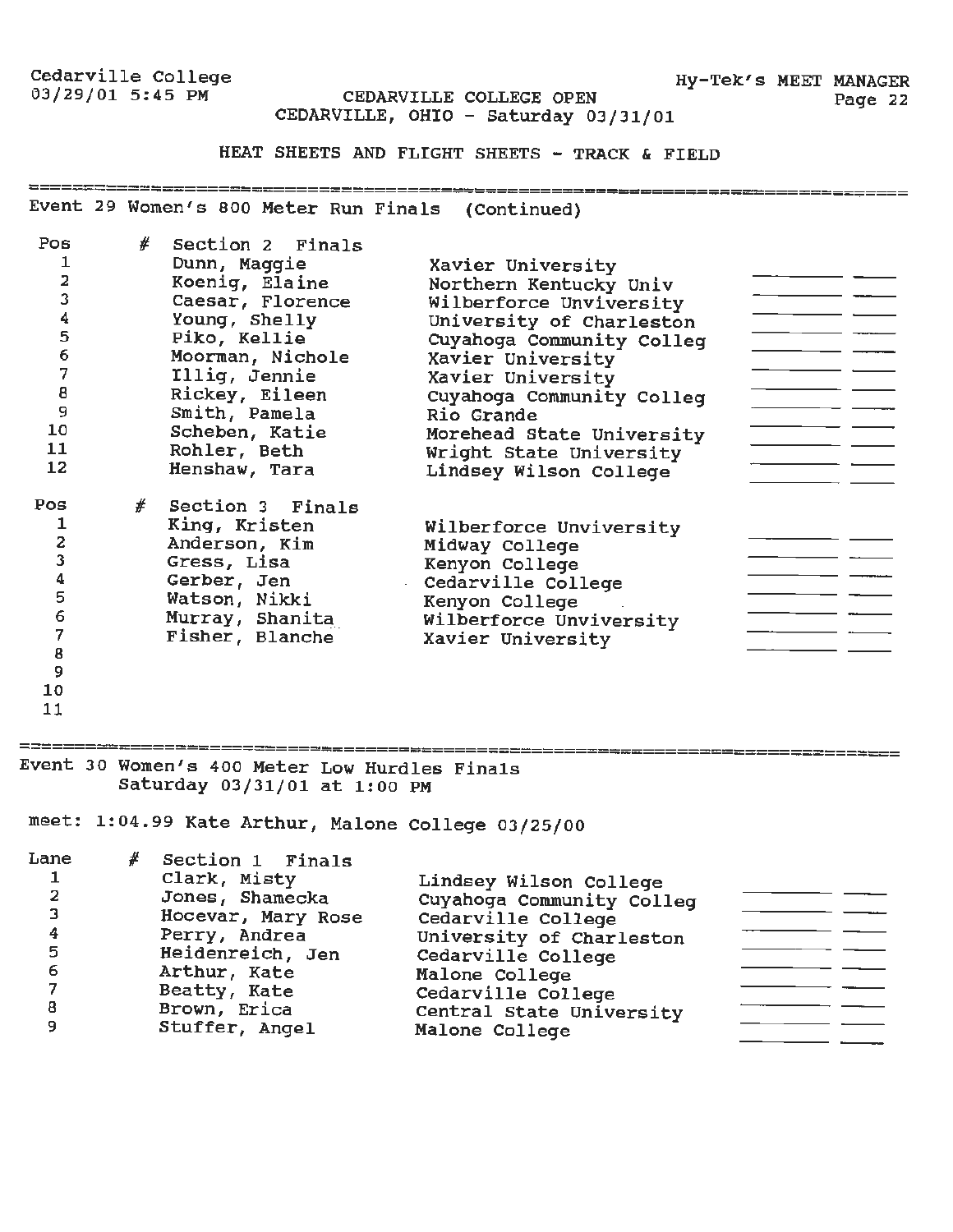CEDARVILLE COLLEGE OPEN
CEDARVILLE, OHIO - Saturday 03/31/01

HEAT SHEETS AND FLIGHT SHEETS - TRACK & FIELD

## Event 29 Women's 800 Meter Run Finals (Continued)

| Pos | # | Section 2 Finals | | | |
|---|---|---|---|---|---|
| 1 | | Dunn, Maggie | Xavier University | | |
| 2 | | Koenig, Elaine | Northern Kentucky Univ | | |
| 3 | | Caesar, Florence | Wilberforce Unviversity | | |
| 4 | | Young, Shelly | University of Charleston | | |
| 5 | | Piko, Kellie | Cuyahoga Community Colleg | | |
| 6 | | Moorman, Nichole | Xavier University | | |
| 7 | | Illig, Jennie | Xavier University | | |
| 8 | | Rickey, Eileen | Cuyahoga Community Colleg | | |
| 9 | | Smith, Pamela | Rio Grande | | |
| 10 | | Scheben, Katie | Morehead State University | | |
| 11 | | Rohler, Beth | Wright State University | | |
| 12 | | Henshaw, Tara | Lindsey Wilson College | | |

| Pos | # | Section 3 Finals | | | |
|---|---|---|---|---|---|
| 1 | | King, Kristen | Wilberforce Unviversity | | |
| 2 | | Anderson, Kim | Midway College | | |
| 3 | | Gress, Lisa | Kenyon College | | |
| 4 | | Gerber, Jen | Cedarville College | | |
| 5 | | Watson, Nikki | Kenyon College | | |
| 6 | | Murray, Shanita | Wilberforce Unviversity | | |
| 7 | | Fisher, Blanche | Xavier University | | |
| 8 | | | | | |
| 9 | | | | | |
| 10 | | | | | |
| 11 | | | | | |

## Event 30 Women's 400 Meter Low Hurdles Finals

Saturday 03/31/01 at 1:00 PM

meet: 1:04.99 Kate Arthur, Malone College 03/25/00

| Lane | # | Section 1 Finals | | | |
|---|---|---|---|---|---|
| 1 | | Clark, Misty | Lindsey Wilson College | | |
| 2 | | Jones, Shamecka | Cuyahoga Community Colleg | | |
| 3 | | Hocevar, Mary Rose | Cedarville College | | |
| 4 | | Perry, Andrea | University of Charleston | | |
| 5 | | Heidenreich, Jen | Cedarville College | | |
| 6 | | Arthur, Kate | Malone College | | |
| 7 | | Beatty, Kate | Cedarville College | | |
| 8 | | Brown, Erica | Central State University | | |
| 9 | | Stuffer, Angel | Malone College | | |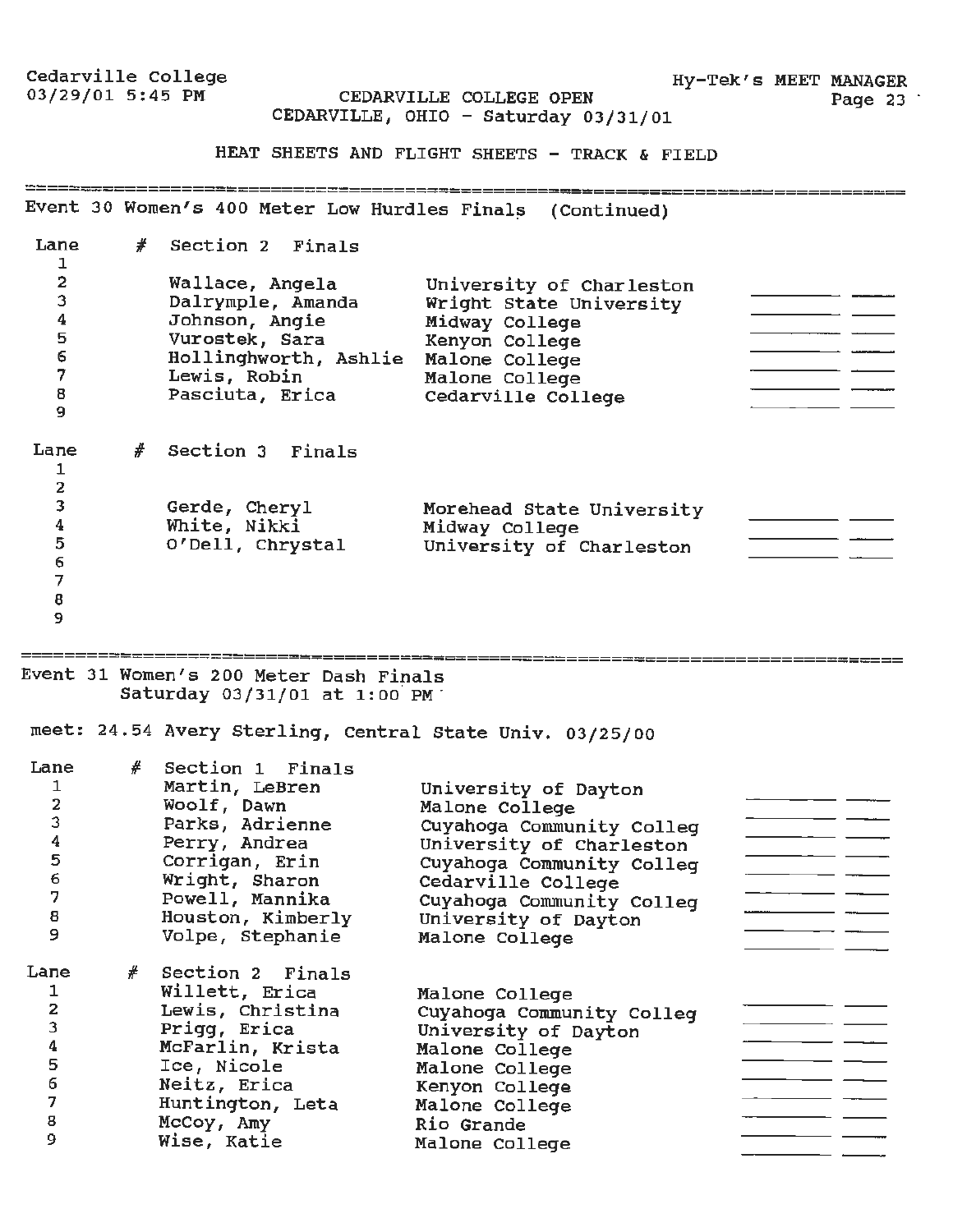## HEAT SHEETS AND FLIGHT SHEETS - TRACK & FIELD

### Event 30 Women's 400 Meter Low Hurdles Finals (Continued)

**Section 2 Finals**

| Lane | # | Name | School |
|---|---|---|---|
| 1 | | | |
| 2 | | Wallace, Angela | University of Charleston |
| 3 | | Dalrymple, Amanda | Wright State University |
| 4 | | Johnson, Angie | Midway College |
| 5 | | Vurostek, Sara | Kenyon College |
| 6 | | Hollinghworth, Ashlie | Malone College |
| 7 | | Lewis, Robin | Malone College |
| 8 | | Pasciuta, Erica | Cedarville College |
| 9 | | | |

**Section 3 Finals**

| Lane | # | Name | School |
|---|---|---|---|
| 1 | | | |
| 2 | | | |
| 3 | | Gerde, Cheryl | Morehead State University |
| 4 | | White, Nikki | Midway College |
| 5 | | O'Dell, Chrystal | University of Charleston |
| 6 | | | |
| 7 | | | |
| 8 | | | |
| 9 | | | |

### Event 31 Women's 200 Meter Dash Finals

Saturday 03/31/01 at 1:00 PM

meet: 24.54 Avery Sterling, Central State Univ. 03/25/00

**Section 1 Finals**

| Lane | # | Name | School |
|---|---|---|---|
| 1 | | Martin, LeBren | University of Dayton |
| 2 | | Woolf, Dawn | Malone College |
| 3 | | Parks, Adrienne | Cuyahoga Community Colleg |
| 4 | | Perry, Andrea | University of Charleston |
| 5 | | Corrigan, Erin | Cuyahoga Community Colleg |
| 6 | | Wright, Sharon | Cedarville College |
| 7 | | Powell, Mannika | Cuyahoga Community Colleg |
| 8 | | Houston, Kimberly | University of Dayton |
| 9 | | Volpe, Stephanie | Malone College |

**Section 2 Finals**

| Lane | # | Name | School |
|---|---|---|---|
| 1 | | Willett, Erica | Malone College |
| 2 | | Lewis, Christina | Cuyahoga Community Colleg |
| 3 | | Prigg, Erica | University of Dayton |
| 4 | | McFarlin, Krista | Malone College |
| 5 | | Ice, Nicole | Malone College |
| 6 | | Neitz, Erica | Kenyon College |
| 7 | | Huntington, Leta | Malone College |
| 8 | | McCoy, Amy | Rio Grande |
| 9 | | Wise, Katie | Malone College |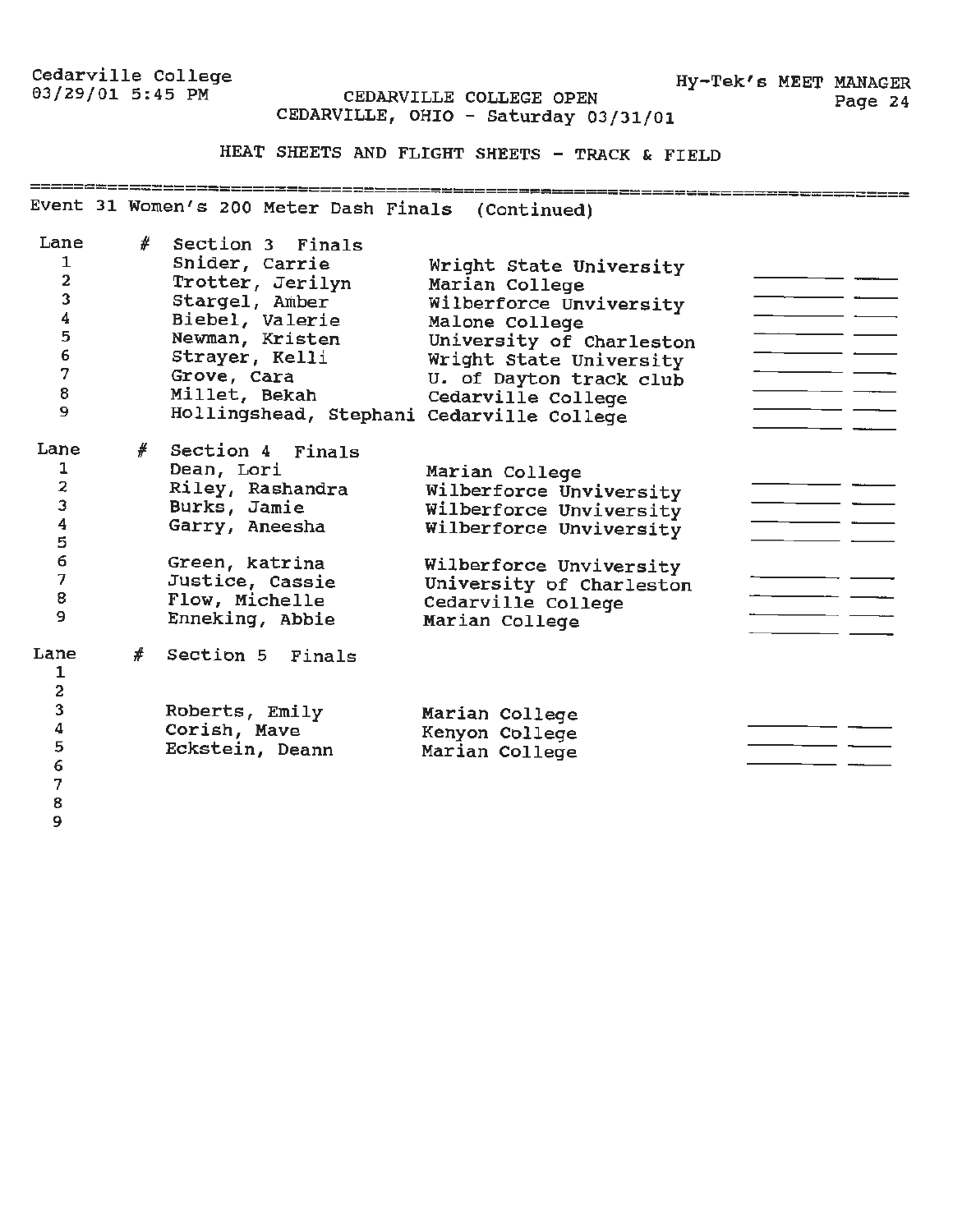Cedarville College
03/29/01 5:45 PM

CEDARVILLE COLLEGE OPEN
CEDARVILLE, OHIO - Saturday 03/31/01

Hy-Tek's MEET MANAGER

HEAT SHEETS AND FLIGHT SHEETS - TRACK & FIELD

## Event 31 Women's 200 Meter Dash Finals (Continued)

| Lane | # | Section 3 Finals | | | |
|---|---|---|---|---|---|
| 1 | | Snider, Carrie | Wright State University | ______ | ____ |
| 2 | | Trotter, Jerilyn | Marian College | ______ | ____ |
| 3 | | Stargel, Amber | Wilberforce Unviversity | ______ | ____ |
| 4 | | Biebel, Valerie | Malone College | ______ | ____ |
| 5 | | Newman, Kristen | University of Charleston | ______ | ____ |
| 6 | | Strayer, Kelli | Wright State University | ______ | ____ |
| 7 | | Grove, Cara | U. of Dayton track club | ______ | ____ |
| 8 | | Millet, Bekah | Cedarville College | ______ | ____ |
| 9 | | Hollingshead, Stephani | Cedarville College | ______ | ____ |

| Lane | # | Section 4 Finals | | | |
|---|---|---|---|---|---|
| 1 | | Dean, Lori | Marian College | | |
| 2 | | Riley, Rashandra | Wilberforce Unviversity | ______ | ____ |
| 3 | | Burks, Jamie | Wilberforce Unviversity | ______ | ____ |
| 4 | | Garry, Aneesha | Wilberforce Unviversity | ______ | ____ |
| 5 | | | | ______ | ____ |
| 6 | | Green, katrina | Wilberforce Unviversity | ______ | ____ |
| 7 | | Justice, Cassie | University of Charleston | ______ | ____ |
| 8 | | Flow, Michelle | Cedarville College | ______ | ____ |
| 9 | | Enneking, Abbie | Marian College | ______ | ____ |

| Lane | # | Section 5 Finals | | | |
|---|---|---|---|---|---|
| 1 | | | | | |
| 2 | | | | | |
| 3 | | Roberts, Emily | Marian College | ______ | ____ |
| 4 | | Corish, Mave | Kenyon College | ______ | ____ |
| 5 | | Eckstein, Deann | Marian College | ______ | ____ |
| 6 | | | | | |
| 7 | | | | | |
| 8 | | | | | |
| 9 | | | | | |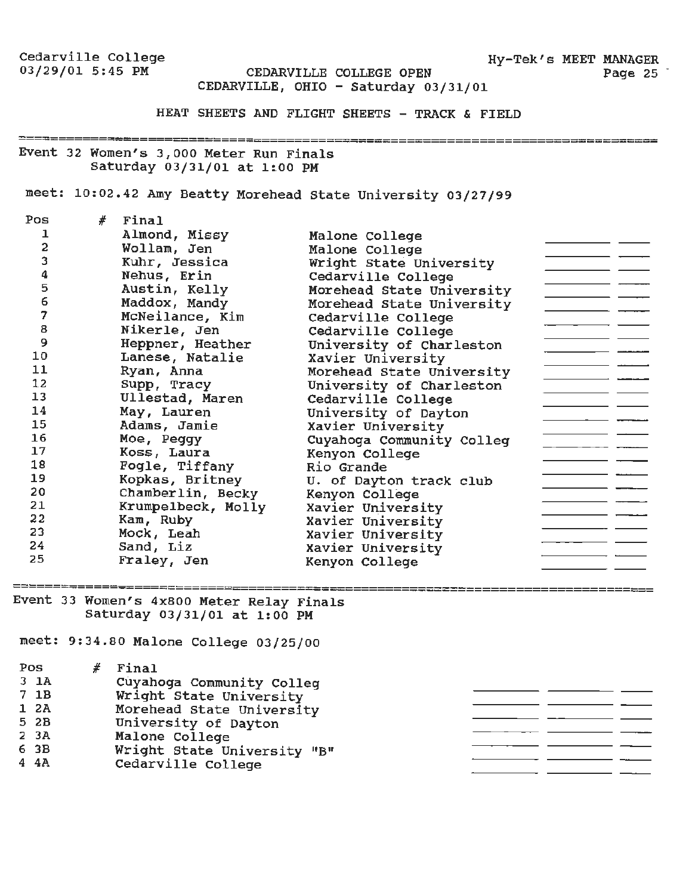Cedarville College
03/29/01 5:45 PM

CEDARVILLE COLLEGE OPEN
CEDARVILLE, OHIO - Saturday 03/31/01

HEAT SHEETS AND FLIGHT SHEETS - TRACK & FIELD

## Event 32 Women's 3,000 Meter Run Finals
Saturday 03/31/01 at 1:00 PM

meet: 10:02.42 Amy Beatty Morehead State University 03/27/99

| Pos | # | Final | | | |
|---|---|---|---|---|---|
| 1 | | Almond, Missy | Malone College | ________ | ____ |
| 2 | | Wollam, Jen | Malone College | ________ | ____ |
| 3 | | Kuhr, Jessica | Wright State University | ________ | ____ |
| 4 | | Nehus, Erin | Cedarville College | ________ | ____ |
| 5 | | Austin, Kelly | Morehead State University | ________ | ____ |
| 6 | | Maddox, Mandy | Morehead State University | ________ | ____ |
| 7 | | McNeilance, Kim | Cedarville College | ________ | ____ |
| 8 | | Nikerle, Jen | Cedarville College | ________ | ____ |
| 9 | | Heppner, Heather | University of Charleston | ________ | ____ |
| 10 | | Lanese, Natalie | Xavier University | ________ | ____ |
| 11 | | Ryan, Anna | Morehead State University | ________ | ____ |
| 12 | | Supp, Tracy | University of Charleston | ________ | ____ |
| 13 | | Ullestad, Maren | Cedarville College | ________ | ____ |
| 14 | | May, Lauren | University of Dayton | ________ | ____ |
| 15 | | Adams, Jamie | Xavier University | ________ | ____ |
| 16 | | Moe, Peggy | Cuyahoga Community Colleg | ________ | ____ |
| 17 | | Koss, Laura | Kenyon College | ________ | ____ |
| 18 | | Fogle, Tiffany | Rio Grande | ________ | ____ |
| 19 | | Kopkas, Britney | U. of Dayton track club | ________ | ____ |
| 20 | | Chamberlin, Becky | Kenyon College | ________ | ____ |
| 21 | | Krumpelbeck, Molly | Xavier University | ________ | ____ |
| 22 | | Kam, Ruby | Xavier University | ________ | ____ |
| 23 | | Mock, Leah | Xavier University | ________ | ____ |
| 24 | | Sand, Liz | Xavier University | ________ | ____ |
| 25 | | Fraley, Jen | Kenyon College | ________ | ____ |

## Event 33 Women's 4x800 Meter Relay Finals
Saturday 03/31/01 at 1:00 PM

meet: 9:34.80 Malone College 03/25/00

| Pos | # | Final | | | |
|---|---|---|---|---|---|
| 3 1A | | Cuyahoga Community Colleg | ________ | ________ | ____ |
| 7 1B | | Wright State University | ________ | ________ | ____ |
| 1 2A | | Morehead State University | ________ | ________ | ____ |
| 5 2B | | University of Dayton | ________ | ________ | ____ |
| 2 3A | | Malone College | ________ | ________ | ____ |
| 6 3B | | Wright State University "B" | ________ | ________ | ____ |
| 4 4A | | Cedarville College | ________ | ________ | ____ |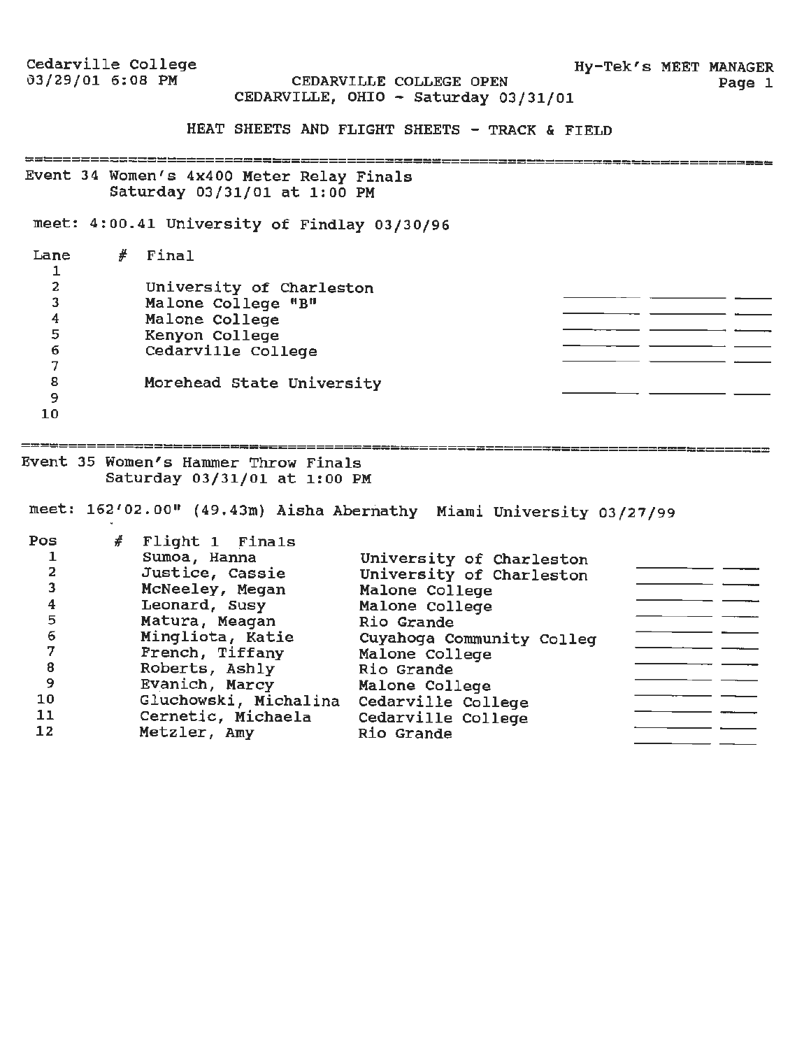Cedarville College
03/29/01 6:08 PM

Hy-Tek's MEET MANAGER

CEDARVILLE COLLEGE OPEN
CEDARVILLE, OHIO - Saturday 03/31/01

## HEAT SHEETS AND FLIGHT SHEETS - TRACK & FIELD

### Event 34 Women's 4x400 Meter Relay Finals
Saturday 03/31/01 at 1:00 PM

meet: 4:00.41 University of Findlay 03/30/96

| Lane | # | Final | | | |
|---|---|---|---|---|---|
| 1 | | | | | |
| 2 | | University of Charleston | ________ | ________ | ____ |
| 3 | | Malone College "B" | ________ | ________ | ____ |
| 4 | | Malone College | ________ | ________ | ____ |
| 5 | | Kenyon College | ________ | ________ | ____ |
| 6 | | Cedarville College | ________ | ________ | ____ |
| 7 | | | | | |
| 8 | | Morehead State University | ________ | ________ | ____ |
| 9 | | | | | |
| 10 | | | | | |

### Event 35 Women's Hammer Throw Finals
Saturday 03/31/01 at 1:00 PM

meet: 162'02.00" (49.43m) Aisha Abernathy Miami University 03/27/99

| Pos | # | Flight 1 Finals | | | |
|---|---|---|---|---|---|
| 1 | | Sumoa, Hanna | University of Charleston | ________ | ____ |
| 2 | | Justice, Cassie | University of Charleston | ________ | ____ |
| 3 | | McNeeley, Megan | Malone College | ________ | ____ |
| 4 | | Leonard, Susy | Malone College | ________ | ____ |
| 5 | | Matura, Meagan | Rio Grande | ________ | ____ |
| 6 | | Mingliota, Katie | Cuyahoga Community Colleg | ________ | ____ |
| 7 | | French, Tiffany | Malone College | ________ | ____ |
| 8 | | Roberts, Ashly | Rio Grande | ________ | ____ |
| 9 | | Evanich, Marcy | Malone College | ________ | ____ |
| 10 | | Gluchowski, Michalina | Cedarville College | ________ | ____ |
| 11 | | Cernetic, Michaela | Cedarville College | ________ | ____ |
| 12 | | Metzler, Amy | Rio Grande | ________ | ____ |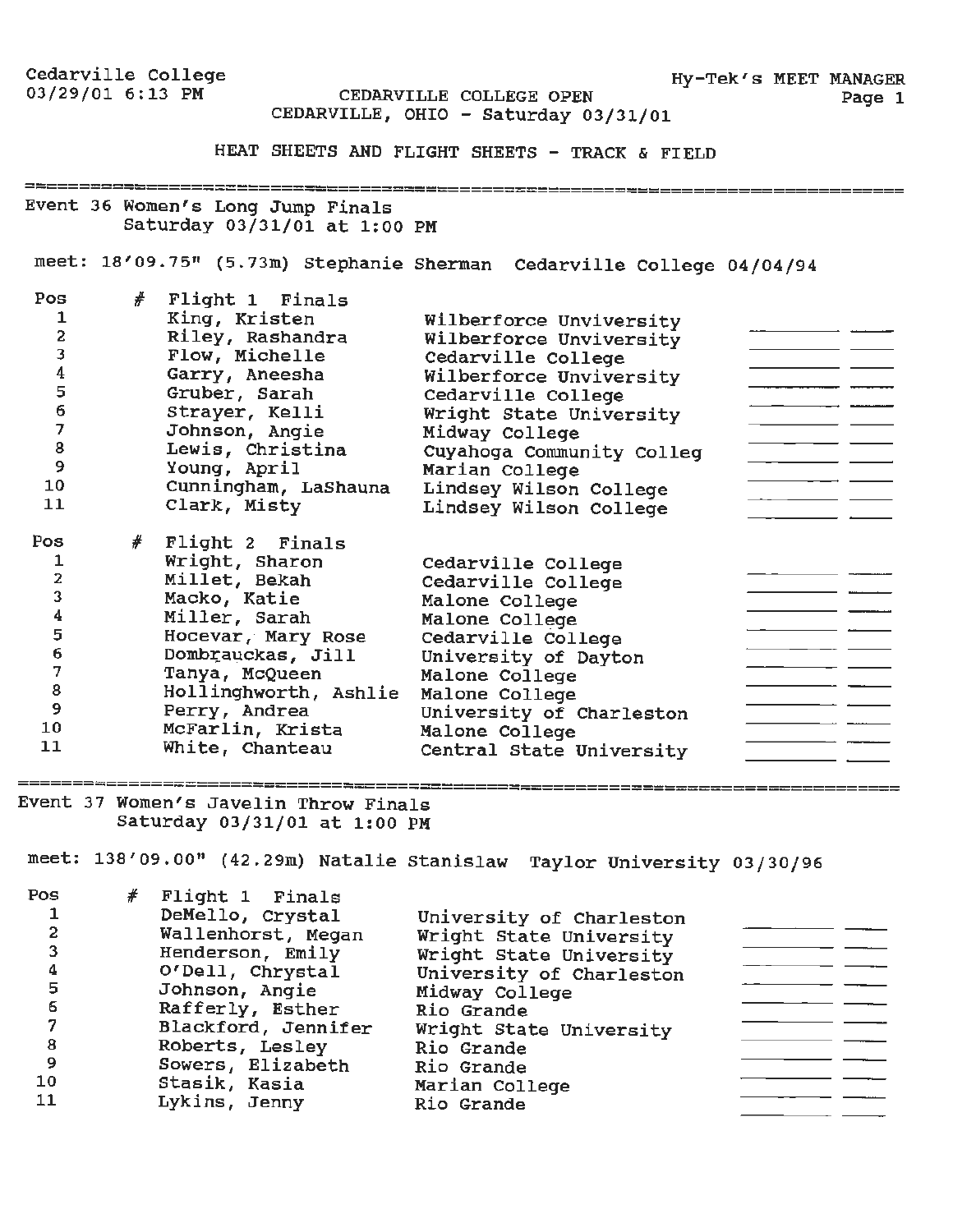Cedarville College
03/29/01 6:13 PM

Hy-Tek's MEET MANAGER

CEDARVILLE COLLEGE OPEN
CEDARVILLE, OHIO - Saturday 03/31/01

## HEAT SHEETS AND FLIGHT SHEETS - TRACK & FIELD

### Event 36 Women's Long Jump Finals
Saturday 03/31/01 at 1:00 PM

meet: 18'09.75" (5.73m) Stephanie Sherman Cedarville College 04/04/94

| Pos | # | Flight 1 Finals | | | |
|---|---|---|---|---|---|
| 1 | | King, Kristen | Wilberforce Unviversity | | |
| 2 | | Riley, Rashandra | Wilberforce Unviversity | ________ | ____ |
| 3 | | Flow, Michelle | Cedarville College | ________ | ____ |
| 4 | | Garry, Aneesha | Wilberforce Unviversity | ________ | ____ |
| 5 | | Gruber, Sarah | Cedarville College | ________ | ____ |
| 6 | | Strayer, Kelli | Wright State University | ________ | ____ |
| 7 | | Johnson, Angie | Midway College | ________ | ____ |
| 8 | | Lewis, Christina | Cuyahoga Community Colleg | ________ | ____ |
| 9 | | Young, April | Marian College | ________ | ____ |
| 10 | | Cunningham, LaShauna | Lindsey Wilson College | ________ | ____ |
| 11 | | Clark, Misty | Lindsey Wilson College | ________ | ____ |

| Pos | # | Flight 2 Finals | | | |
|---|---|---|---|---|---|
| 1 | | Wright, Sharon | Cedarville College | | |
| 2 | | Millet, Bekah | Cedarville College | ________ | ____ |
| 3 | | Macko, Katie | Malone College | ________ | ____ |
| 4 | | Miller, Sarah | Malone College | ________ | ____ |
| 5 | | Hocevar, Mary Rose | Cedarville College | ________ | ____ |
| 6 | | Dombrauckas, Jill | University of Dayton | ________ | ____ |
| 7 | | Tanya, McQueen | Malone College | ________ | ____ |
| 8 | | Hollinghworth, Ashlie | Malone College | ________ | ____ |
| 9 | | Perry, Andrea | University of Charleston | ________ | ____ |
| 10 | | McFarlin, Krista | Malone College | ________ | ____ |
| 11 | | White, Chanteau | Central State University | ________ | ____ |

### Event 37 Women's Javelin Throw Finals
Saturday 03/31/01 at 1:00 PM

meet: 138'09.00" (42.29m) Natalie Stanislaw Taylor University 03/30/96

| Pos | # | Flight 1 Finals | | | |
|---|---|---|---|---|---|
| 1 | | DeMello, Crystal | University of Charleston | | |
| 2 | | Wallenhorst, Megan | Wright State University | ________ | ____ |
| 3 | | Henderson, Emily | Wright State University | ________ | ____ |
| 4 | | O'Dell, Chrystal | University of Charleston | ________ | ____ |
| 5 | | Johnson, Angie | Midway College | ________ | ____ |
| 6 | | Rafferly, Esther | Rio Grande | ________ | ____ |
| 7 | | Blackford, Jennifer | Wright State University | ________ | ____ |
| 8 | | Roberts, Lesley | Rio Grande | ________ | ____ |
| 9 | | Sowers, Elizabeth | Rio Grande | ________ | ____ |
| 10 | | Stasik, Kasia | Marian College | ________ | ____ |
| 11 | | Lykins, Jenny | Rio Grande | ________ | ____ |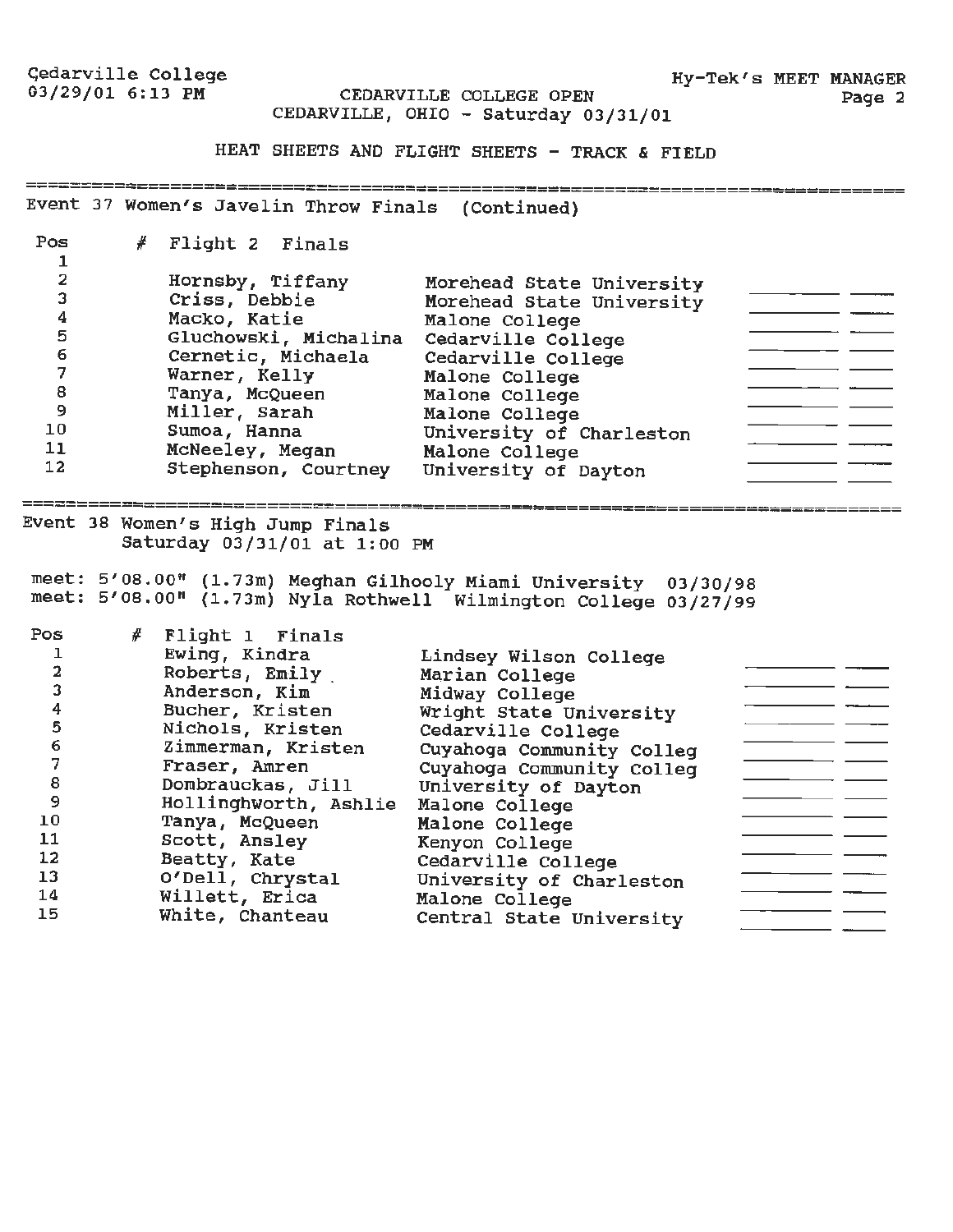CEDARVILLE COLLEGE OPEN
CEDARVILLE, OHIO - Saturday 03/31/01

HEAT SHEETS AND FLIGHT SHEETS - TRACK & FIELD

## Event 37 Women's Javelin Throw Finals (Continued)

| Pos | # | Flight 2 Finals | | | |
|---|---|---|---|---|---|
| 1 | | | | | |
| 2 | | Hornsby, Tiffany | Morehead State University | | |
| 3 | | Criss, Debbie | Morehead State University | | |
| 4 | | Macko, Katie | Malone College | | |
| 5 | | Gluchowski, Michalina | Cedarville College | | |
| 6 | | Cernetic, Michaela | Cedarville College | | |
| 7 | | Warner, Kelly | Malone College | | |
| 8 | | Tanya, McQueen | Malone College | | |
| 9 | | Miller, Sarah | Malone College | | |
| 10 | | Sumoa, Hanna | University of Charleston | | |
| 11 | | McNeeley, Megan | Malone College | | |
| 12 | | Stephenson, Courtney | University of Dayton | | |

## Event 38 Women's High Jump Finals

Saturday 03/31/01 at 1:00 PM

meet: 5'08.00" (1.73m) Meghan Gilhooly Miami University 03/30/98
meet: 5'08.00" (1.73m) Nyla Rothwell Wilmington College 03/27/99

| Pos | # | Flight 1 Finals | | | |
|---|---|---|---|---|---|
| 1 | | Ewing, Kindra | Lindsey Wilson College | | |
| 2 | | Roberts, Emily | Marian College | | |
| 3 | | Anderson, Kim | Midway College | | |
| 4 | | Bucher, Kristen | Wright State University | | |
| 5 | | Nichols, Kristen | Cedarville College | | |
| 6 | | Zimmerman, Kristen | Cuyahoga Community Colleg | | |
| 7 | | Fraser, Amren | Cuyahoga Community Colleg | | |
| 8 | | Dombrauckas, Jill | University of Dayton | | |
| 9 | | Hollinghworth, Ashlie | Malone College | | |
| 10 | | Tanya, McQueen | Malone College | | |
| 11 | | Scott, Ansley | Kenyon College | | |
| 12 | | Beatty, Kate | Cedarville College | | |
| 13 | | O'Dell, Chrystal | University of Charleston | | |
| 14 | | Willett, Erica | Malone College | | |
| 15 | | White, Chanteau | Central State University | | |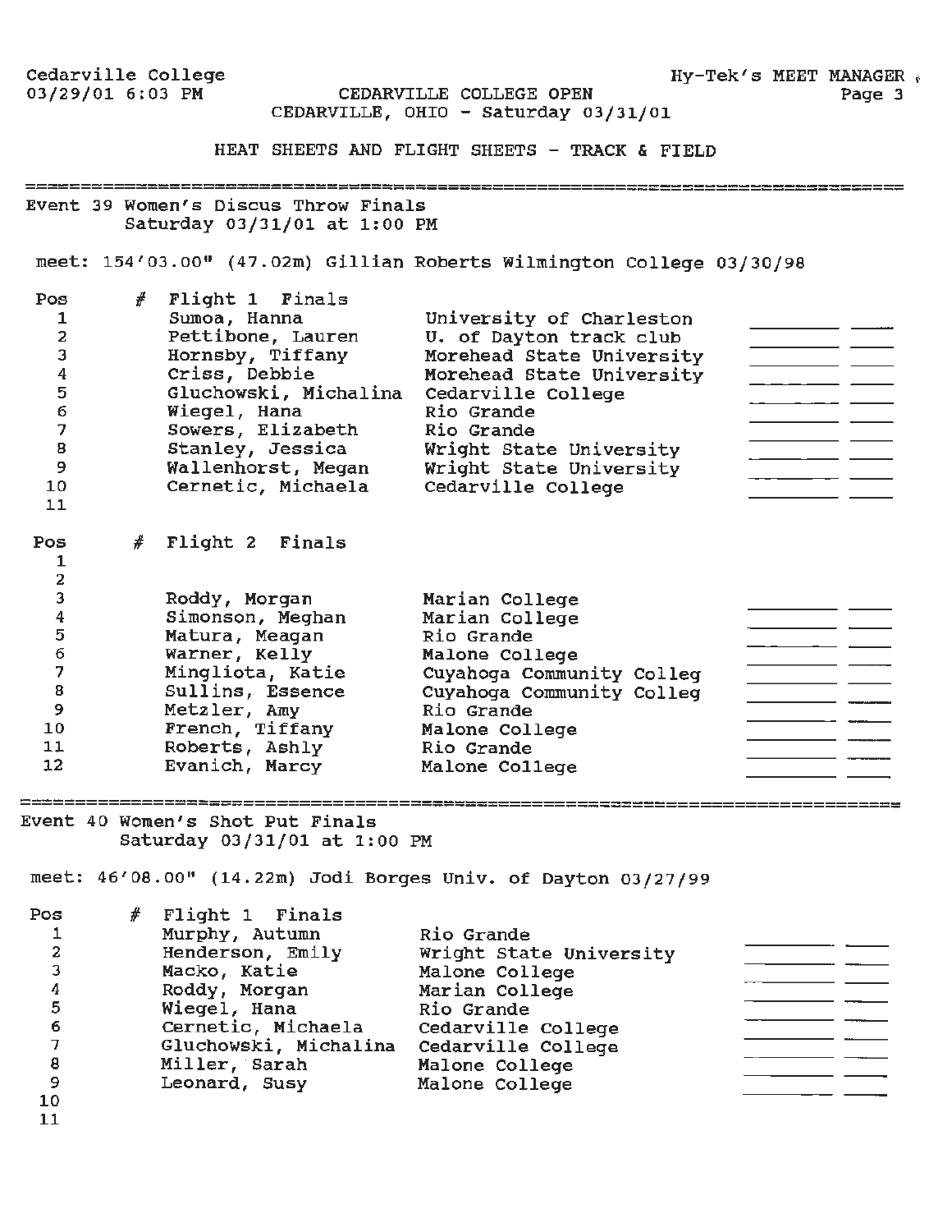Cedarville College
03/29/01 6:03 PM

Hy-Tek's MEET MANAGER

**CEDARVILLE COLLEGE OPEN**
**CEDARVILLE, OHIO - Saturday 03/31/01**

## HEAT SHEETS AND FLIGHT SHEETS - TRACK & FIELD

### Event 39 Women's Discus Throw Finals
Saturday 03/31/01 at 1:00 PM

meet: 154'03.00" (47.02m) Gillian Roberts Wilmington College 03/30/98

| Pos | # | Flight 1 Finals | | | |
|---|---|---|---|---|---|
| 1 | | Sumoa, Hanna | University of Charleston | ________ | ____ |
| 2 | | Pettibone, Lauren | U. of Dayton track club | ________ | ____ |
| 3 | | Hornsby, Tiffany | Morehead State University | ________ | ____ |
| 4 | | Criss, Debbie | Morehead State University | ________ | ____ |
| 5 | | Gluchowski, Michalina | Cedarville College | ________ | ____ |
| 6 | | Wiegel, Hana | Rio Grande | ________ | ____ |
| 7 | | Sowers, Elizabeth | Rio Grande | ________ | ____ |
| 8 | | Stanley, Jessica | Wright State University | ________ | ____ |
| 9 | | Wallenhorst, Megan | Wright State University | ________ | ____ |
| 10 | | Cernetic, Michaela | Cedarville College | ________ | ____ |
| 11 | | | | | |

| Pos | # | Flight 2 Finals | | | |
|---|---|---|---|---|---|
| 1 | | | | | |
| 2 | | | | | |
| 3 | | Roddy, Morgan | Marian College | | |
| 4 | | Simonson, Meghan | Marian College | ________ | ____ |
| 5 | | Matura, Meagan | Rio Grande | ________ | ____ |
| 6 | | Warner, Kelly | Malone College | ________ | ____ |
| 7 | | Mingliota, Katie | Cuyahoga Community Colleg | ________ | ____ |
| 8 | | Sullins, Essence | Cuyahoga Community Colleg | ________ | ____ |
| 9 | | Metzler, Amy | Rio Grande | ________ | ____ |
| 10 | | French, Tiffany | Malone College | ________ | ____ |
| 11 | | Roberts, Ashly | Rio Grande | ________ | ____ |
| 12 | | Evanich, Marcy | Malone College | ________ | ____ |

### Event 40 Women's Shot Put Finals
Saturday 03/31/01 at 1:00 PM

meet: 46'08.00" (14.22m) Jodi Borges Univ. of Dayton 03/27/99

| Pos | # | Flight 1 Finals | | | |
|---|---|---|---|---|---|
| 1 | | Murphy, Autumn | Rio Grande | | |
| 2 | | Henderson, Emily | Wright State University | ________ | ____ |
| 3 | | Macko, Katie | Malone College | ________ | ____ |
| 4 | | Roddy, Morgan | Marian College | ________ | ____ |
| 5 | | Wiegel, Hana | Rio Grande | ________ | ____ |
| 6 | | Cernetic, Michaela | Cedarville College | ________ | ____ |
| 7 | | Gluchowski, Michalina | Cedarville College | ________ | ____ |
| 8 | | Miller, Sarah | Malone College | ________ | ____ |
| 9 | | Leonard, Susy | Malone College | ________ | ____ |
| 10 | | | | | |
| 11 | | | | | |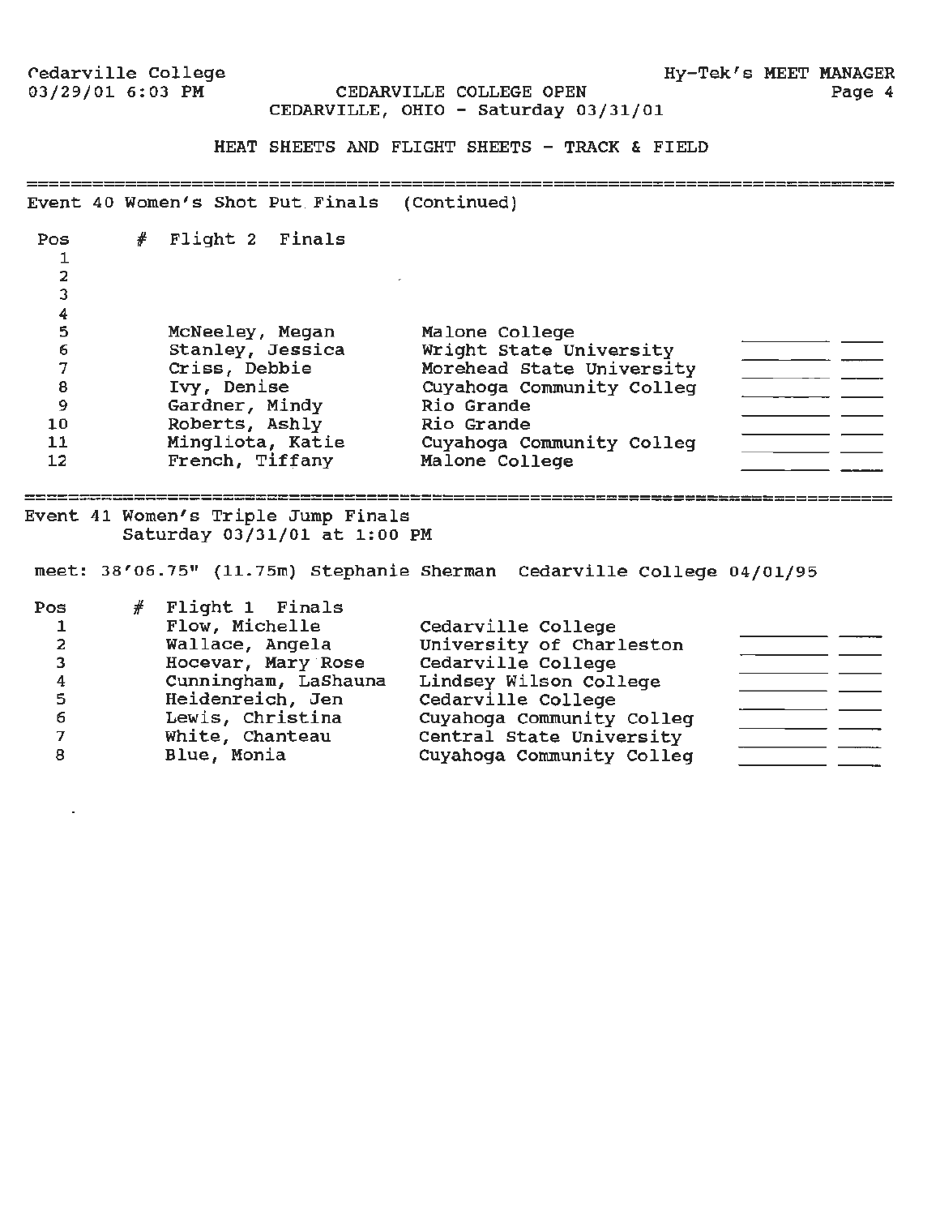CEDARVILLE COLLEGE OPEN
CEDARVILLE, OHIO - Saturday 03/31/01

HEAT SHEETS AND FLIGHT SHEETS - TRACK & FIELD

## Event 40 Women's Shot Put Finals (Continued)

Flight 2 Finals

| Pos | # | Name | School | | |
|---|---|---|---|---|---|
| 1 | | | | | |
| 2 | | | | | |
| 3 | | | | | |
| 4 | | | | | |
| 5 | | McNeeley, Megan | Malone College | ________ | ____ |
| 6 | | Stanley, Jessica | Wright State University | ________ | ____ |
| 7 | | Criss, Debbie | Morehead State University | ________ | ____ |
| 8 | | Ivy, Denise | Cuyahoga Community Colleg | ________ | ____ |
| 9 | | Gardner, Mindy | Rio Grande | ________ | ____ |
| 10 | | Roberts, Ashly | Rio Grande | ________ | ____ |
| 11 | | Mingliota, Katie | Cuyahoga Community Colleg | ________ | ____ |
| 12 | | French, Tiffany | Malone College | ________ | ____ |

## Event 41 Women's Triple Jump Finals

Saturday 03/31/01 at 1:00 PM

meet: 38'06.75" (11.75m) Stephanie Sherman Cedarville College 04/01/95

Flight 1 Finals

| Pos | # | Name | School | | |
|---|---|---|---|---|---|
| 1 | | Flow, Michelle | Cedarville College | ________ | ____ |
| 2 | | Wallace, Angela | University of Charleston | ________ | ____ |
| 3 | | Hocevar, Mary Rose | Cedarville College | ________ | ____ |
| 4 | | Cunningham, LaShauna | Lindsey Wilson College | ________ | ____ |
| 5 | | Heidenreich, Jen | Cedarville College | ________ | ____ |
| 6 | | Lewis, Christina | Cuyahoga Community Colleg | ________ | ____ |
| 7 | | White, Chanteau | Central State University | ________ | ____ |
| 8 | | Blue, Monia | Cuyahoga Community Colleg | ________ | ____ |